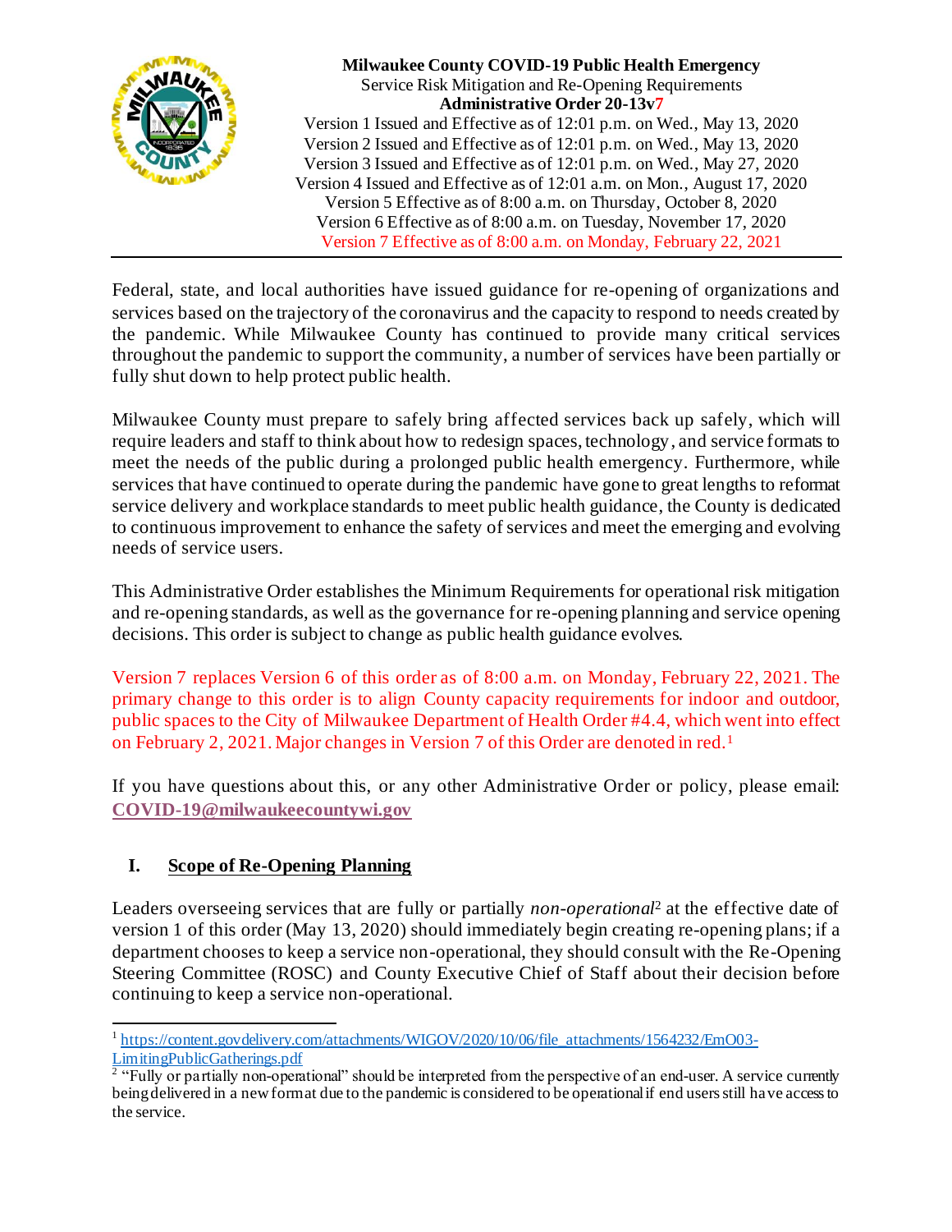**Milwaukee County COVID-19 Public Health Emergency**
Service Risk Mitigation and Re-Opening Requirements
**Administrative Order 20-13v7**
Version 1 Issued and Effective as of 12:01 p.m. on Wed., May 13, 2020
Version 2 Issued and Effective as of 12:01 p.m. on Wed., May 13, 2020
Version 3 Issued and Effective as of 12:01 p.m. on Wed., May 27, 2020
Version 4 Issued and Effective as of 12:01 a.m. on Mon., August 17, 2020
Version 5 Effective as of 8:00 a.m. on Thursday, October 8, 2020
Version 6 Effective as of 8:00 a.m. on Tuesday, November 17, 2020
Version 7 Effective as of 8:00 a.m. on Monday, February 22, 2021

---

Federal, state, and local authorities have issued guidance for re-opening of organizations and services based on the trajectory of the coronavirus and the capacity to respond to needs created by the pandemic. While Milwaukee County has continued to provide many critical services throughout the pandemic to support the community, a number of services have been partially or fully shut down to help protect public health.

Milwaukee County must prepare to safely bring affected services back up safely, which will require leaders and staff to think about how to redesign spaces, technology, and service formats to meet the needs of the public during a prolonged public health emergency. Furthermore, while services that have continued to operate during the pandemic have gone to great lengths to reformat service delivery and workplace standards to meet public health guidance, the County is dedicated to continuous improvement to enhance the safety of services and meet the emerging and evolving needs of service users.

This Administrative Order establishes the Minimum Requirements for operational risk mitigation and re-opening standards, as well as the governance for re-opening planning and service opening decisions. This order is subject to change as public health guidance evolves.

Version 7 replaces Version 6 of this order as of 8:00 a.m. on Monday, February 22, 2021. The primary change to this order is to align County capacity requirements for indoor and outdoor, public spaces to the City of Milwaukee Department of Health Order #4.4, which went into effect on February 2, 2021. Major changes in Version 7 of this Order are denoted in red.[1]

If you have questions about this, or any other Administrative Order or policy, please email: **COVID-19@milwaukeecountywi.gov**

## I. Scope of Re-Opening Planning

Leaders overseeing services that are fully or partially *non-operational*[2] at the effective date of version 1 of this order (May 13, 2020) should immediately begin creating re-opening plans; if a department chooses to keep a service non-operational, they should consult with the Re-Opening Steering Committee (ROSC) and County Executive Chief of Staff about their decision before continuing to keep a service non-operational.

---

[1] https://content.govdelivery.com/attachments/WIGOV/2020/10/06/file_attachments/1564232/EmO03-LimitingPublicGatherings.pdf

[2] "Fully or partially non-operational" should be interpreted from the perspective of an end-user. A service currently being delivered in a new format due to the pandemic is considered to be operational if end users still have access to the service.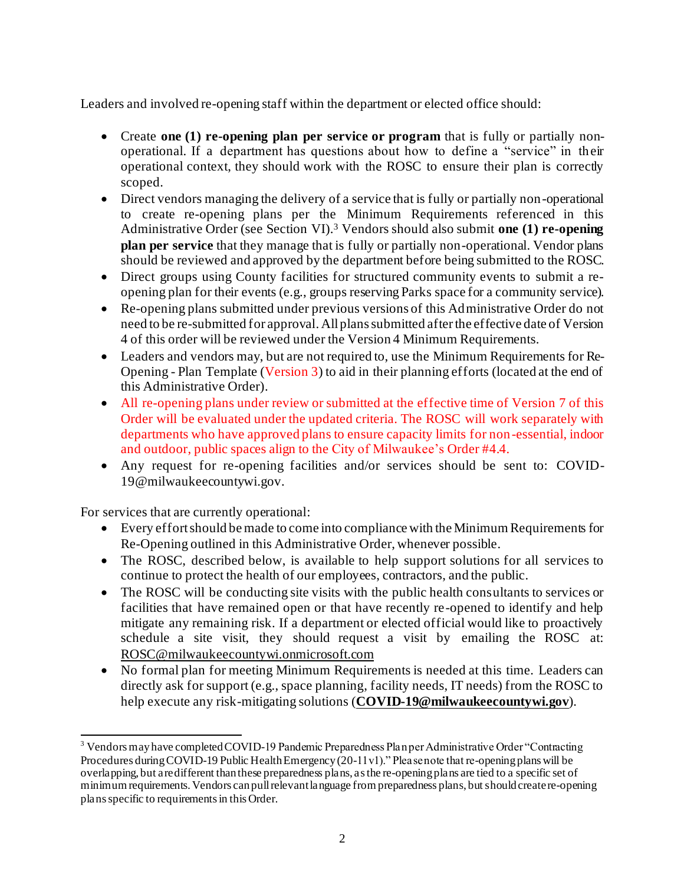Leaders and involved re-opening staff within the department or elected office should:

- Create **one (1) re-opening plan per service or program** that is fully or partially non-operational. If a department has questions about how to define a "service" in their operational context, they should work with the ROSC to ensure their plan is correctly scoped.
- Direct vendors managing the delivery of a service that is fully or partially non-operational to create re-opening plans per the Minimum Requirements referenced in this Administrative Order (see Section VI).[3] Vendors should also submit **one (1) re-opening plan per service** that they manage that is fully or partially non-operational. Vendor plans should be reviewed and approved by the department before being submitted to the ROSC.
- Direct groups using County facilities for structured community events to submit a re-opening plan for their events (e.g., groups reserving Parks space for a community service).
- Re-opening plans submitted under previous versions of this Administrative Order do not need to be re-submitted for approval. All plans submitted after the effective date of Version 4 of this order will be reviewed under the Version 4 Minimum Requirements.
- Leaders and vendors may, but are not required to, use the Minimum Requirements for Re-Opening - Plan Template (Version 3) to aid in their planning efforts (located at the end of this Administrative Order).
- All re-opening plans under review or submitted at the effective time of Version 7 of this Order will be evaluated under the updated criteria. The ROSC will work separately with departments who have approved plans to ensure capacity limits for non-essential, indoor and outdoor, public spaces align to the City of Milwaukee's Order #4.4.
- Any request for re-opening facilities and/or services should be sent to: COVID-19@milwaukeecountywi.gov.

For services that are currently operational:

- Every effort should be made to come into compliance with the Minimum Requirements for Re-Opening outlined in this Administrative Order, whenever possible.
- The ROSC, described below, is available to help support solutions for all services to continue to protect the health of our employees, contractors, and the public.
- The ROSC will be conducting site visits with the public health consultants to services or facilities that have remained open or that have recently re-opened to identify and help mitigate any remaining risk. If a department or elected official would like to proactively schedule a site visit, they should request a visit by emailing the ROSC at: ROSC@milwaukeecountywi.onmicrosoft.com
- No formal plan for meeting Minimum Requirements is needed at this time. Leaders can directly ask for support (e.g., space planning, facility needs, IT needs) from the ROSC to help execute any risk-mitigating solutions (**COVID-19@milwaukeecountywi.gov**).

---

[3] Vendors may have completed COVID-19 Pandemic Preparedness Plan per Administrative Order "Contracting Procedures during COVID-19 Public Health Emergency (20-11v1)." Please note that re-opening plans will be overlapping, but are different than these preparedness plans, as the re-opening plans are tied to a specific set of minimum requirements. Vendors can pull relevant language from preparedness plans, but should create re-opening plans specific to requirements in this Order.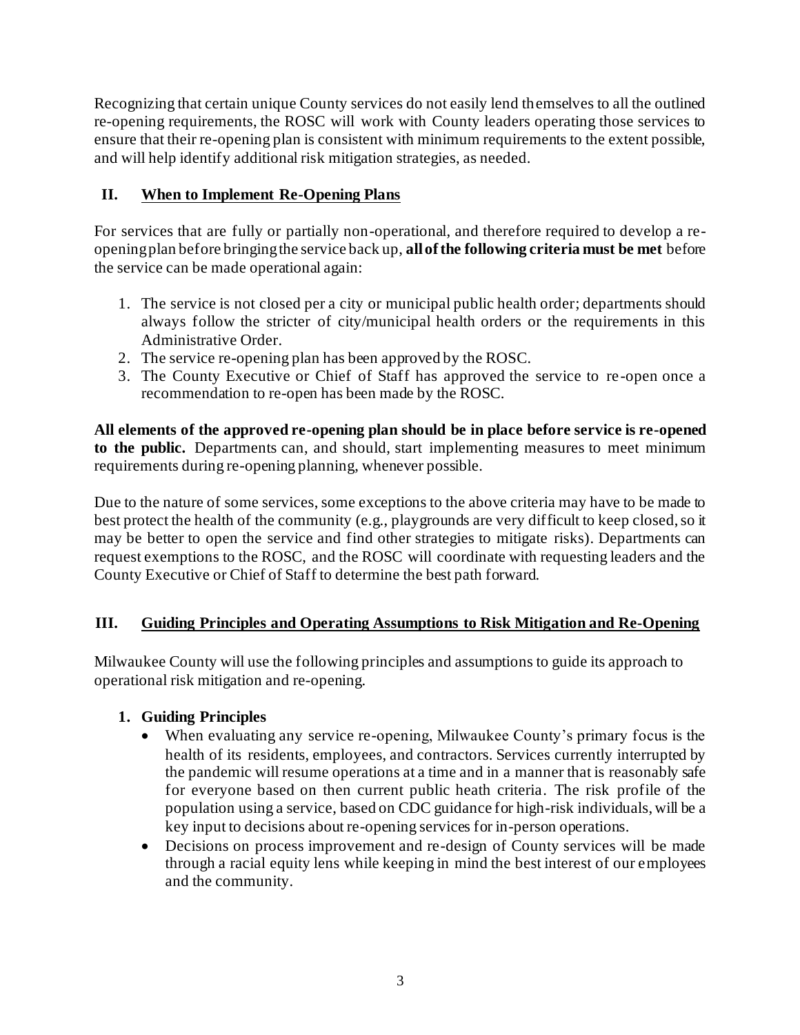Recognizing that certain unique County services do not easily lend themselves to all the outlined re-opening requirements, the ROSC will work with County leaders operating those services to ensure that their re-opening plan is consistent with minimum requirements to the extent possible, and will help identify additional risk mitigation strategies, as needed.

## II. When to Implement Re-Opening Plans

For services that are fully or partially non-operational, and therefore required to develop a re-opening plan before bringing the service back up, **all of the following criteria must be met** before the service can be made operational again:

1. The service is not closed per a city or municipal public health order; departments should always follow the stricter of city/municipal health orders or the requirements in this Administrative Order.
2. The service re-opening plan has been approved by the ROSC.
3. The County Executive or Chief of Staff has approved the service to re-open once a recommendation to re-open has been made by the ROSC.

**All elements of the approved re-opening plan should be in place before service is re-opened to the public.** Departments can, and should, start implementing measures to meet minimum requirements during re-opening planning, whenever possible.

Due to the nature of some services, some exceptions to the above criteria may have to be made to best protect the health of the community (e.g., playgrounds are very difficult to keep closed, so it may be better to open the service and find other strategies to mitigate risks). Departments can request exemptions to the ROSC, and the ROSC will coordinate with requesting leaders and the County Executive or Chief of Staff to determine the best path forward.

## III. Guiding Principles and Operating Assumptions to Risk Mitigation and Re-Opening

Milwaukee County will use the following principles and assumptions to guide its approach to operational risk mitigation and re-opening.

### 1. Guiding Principles

- When evaluating any service re-opening, Milwaukee County's primary focus is the health of its residents, employees, and contractors. Services currently interrupted by the pandemic will resume operations at a time and in a manner that is reasonably safe for everyone based on then current public heath criteria. The risk profile of the population using a service, based on CDC guidance for high-risk individuals, will be a key input to decisions about re-opening services for in-person operations.
- Decisions on process improvement and re-design of County services will be made through a racial equity lens while keeping in mind the best interest of our employees and the community.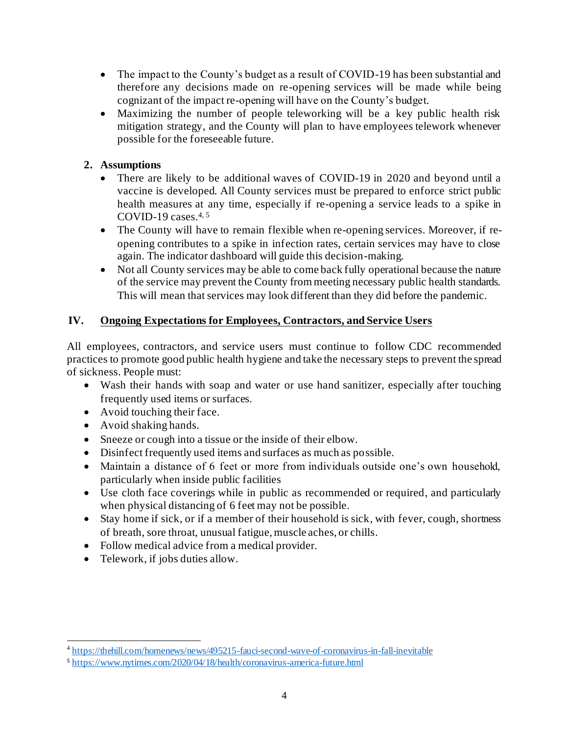- The impact to the County's budget as a result of COVID-19 has been substantial and therefore any decisions made on re-opening services will be made while being cognizant of the impact re-opening will have on the County's budget.
- Maximizing the number of people teleworking will be a key public health risk mitigation strategy, and the County will plan to have employees telework whenever possible for the foreseeable future.

**2. Assumptions**

- There are likely to be additional waves of COVID-19 in 2020 and beyond until a vaccine is developed. All County services must be prepared to enforce strict public health measures at any time, especially if re-opening a service leads to a spike in COVID-19 cases.[4, 5]
- The County will have to remain flexible when re-opening services. Moreover, if re-opening contributes to a spike in infection rates, certain services may have to close again. The indicator dashboard will guide this decision-making.
- Not all County services may be able to come back fully operational because the nature of the service may prevent the County from meeting necessary public health standards. This will mean that services may look different than they did before the pandemic.

## IV. Ongoing Expectations for Employees, Contractors, and Service Users

All employees, contractors, and service users must continue to follow CDC recommended practices to promote good public health hygiene and take the necessary steps to prevent the spread of sickness. People must:

- Wash their hands with soap and water or use hand sanitizer, especially after touching frequently used items or surfaces.
- Avoid touching their face.
- Avoid shaking hands.
- Sneeze or cough into a tissue or the inside of their elbow.
- Disinfect frequently used items and surfaces as much as possible.
- Maintain a distance of 6 feet or more from individuals outside one's own household, particularly when inside public facilities
- Use cloth face coverings while in public as recommended or required, and particularly when physical distancing of 6 feet may not be possible.
- Stay home if sick, or if a member of their household is sick, with fever, cough, shortness of breath, sore throat, unusual fatigue, muscle aches, or chills.
- Follow medical advice from a medical provider.
- Telework, if jobs duties allow.

---

[4] https://thehill.com/homenews/news/495215-fauci-second-wave-of-coronavirus-in-fall-inevitable

[5] https://www.nytimes.com/2020/04/18/health/coronavirus-america-future.html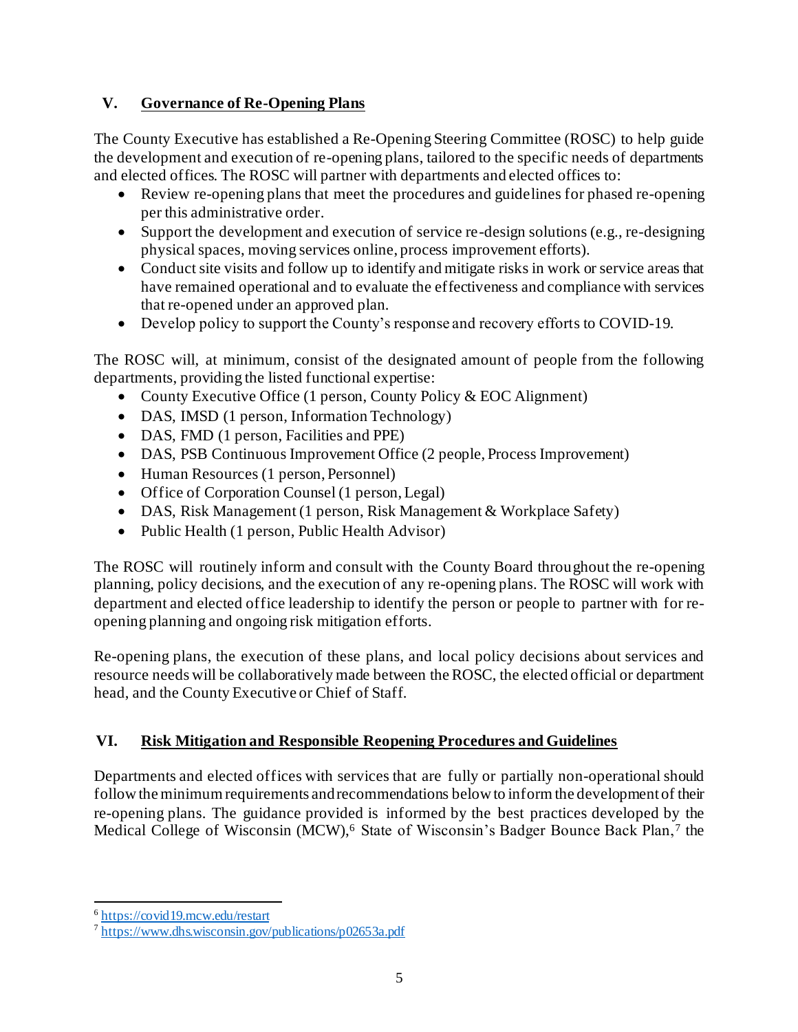## V. Governance of Re-Opening Plans

The County Executive has established a Re-Opening Steering Committee (ROSC) to help guide the development and execution of re-opening plans, tailored to the specific needs of departments and elected offices. The ROSC will partner with departments and elected offices to:

- Review re-opening plans that meet the procedures and guidelines for phased re-opening per this administrative order.
- Support the development and execution of service re-design solutions (e.g., re-designing physical spaces, moving services online, process improvement efforts).
- Conduct site visits and follow up to identify and mitigate risks in work or service areas that have remained operational and to evaluate the effectiveness and compliance with services that re-opened under an approved plan.
- Develop policy to support the County's response and recovery efforts to COVID-19.

The ROSC will, at minimum, consist of the designated amount of people from the following departments, providing the listed functional expertise:

- County Executive Office (1 person, County Policy & EOC Alignment)
- DAS, IMSD (1 person, Information Technology)
- DAS, FMD (1 person, Facilities and PPE)
- DAS, PSB Continuous Improvement Office (2 people, Process Improvement)
- Human Resources (1 person, Personnel)
- Office of Corporation Counsel (1 person, Legal)
- DAS, Risk Management (1 person, Risk Management & Workplace Safety)
- Public Health (1 person, Public Health Advisor)

The ROSC will routinely inform and consult with the County Board throughout the re-opening planning, policy decisions, and the execution of any re-opening plans. The ROSC will work with department and elected office leadership to identify the person or people to partner with for re-opening planning and ongoing risk mitigation efforts.

Re-opening plans, the execution of these plans, and local policy decisions about services and resource needs will be collaboratively made between the ROSC, the elected official or department head, and the County Executive or Chief of Staff.

## VI. Risk Mitigation and Responsible Reopening Procedures and Guidelines

Departments and elected offices with services that are fully or partially non-operational should follow the minimum requirements and recommendations below to inform the development of their re-opening plans. The guidance provided is informed by the best practices developed by the Medical College of Wisconsin (MCW),[6] State of Wisconsin's Badger Bounce Back Plan,[7] the

[6] https://covid19.mcw.edu/restart

[7] https://www.dhs.wisconsin.gov/publications/p02653a.pdf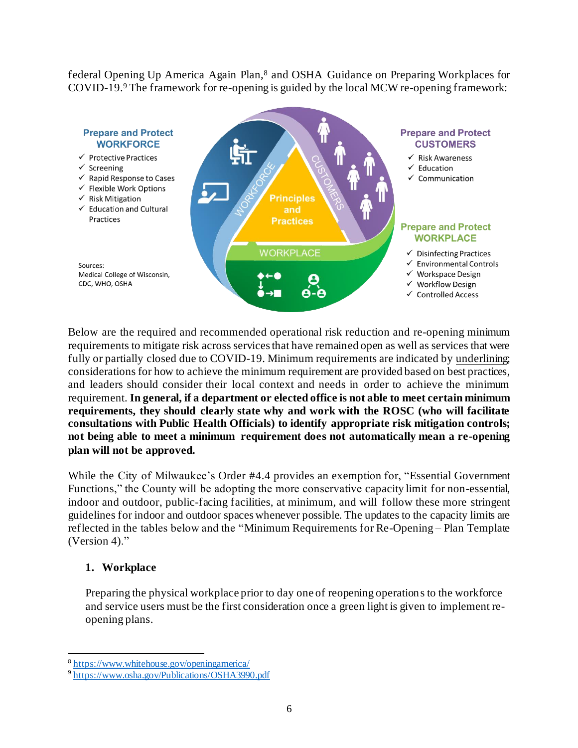federal Opening Up America Again Plan,[8] and OSHA Guidance on Preparing Workplaces for COVID-19.[9] The framework for re-opening is guided by the local MCW re-opening framework:

**Prepare and Protect WORKFORCE**

- ✓ Protective Practices
- ✓ Screening
- ✓ Rapid Response to Cases
- ✓ Flexible Work Options
- ✓ Risk Mitigation
- ✓ Education and Cultural Practices

**Prepare and Protect CUSTOMERS**

- ✓ Risk Awareness
- ✓ Education
- ✓ Communication

**Prepare and Protect WORKPLACE**

- ✓ Disinfecting Practices
- ✓ Environmental Controls
- ✓ Workspace Design
- ✓ Workflow Design
- ✓ Controlled Access

Principles and Practices — WORKFORCE — CUSTOMERS — WORKPLACE

Sources: Medical College of Wisconsin, CDC, WHO, OSHA

Below are the required and recommended operational risk reduction and re-opening minimum requirements to mitigate risk across services that have remained open as well as services that were fully or partially closed due to COVID-19. Minimum requirements are indicated by underlining; considerations for how to achieve the minimum requirement are provided based on best practices, and leaders should consider their local context and needs in order to achieve the minimum requirement. **In general, if a department or elected office is not able to meet certain minimum requirements, they should clearly state why and work with the ROSC (who will facilitate consultations with Public Health Officials) to identify appropriate risk mitigation controls; not being able to meet a minimum requirement does not automatically mean a re-opening plan will not be approved.**

While the City of Milwaukee's Order #4.4 provides an exemption for, "Essential Government Functions," the County will be adopting the more conservative capacity limit for non-essential, indoor and outdoor, public-facing facilities, at minimum, and will follow these more stringent guidelines for indoor and outdoor spaces whenever possible. The updates to the capacity limits are reflected in the tables below and the "Minimum Requirements for Re-Opening – Plan Template (Version 4)."

## 1. Workplace

Preparing the physical workplace prior to day one of reopening operations to the workforce and service users must be the first consideration once a green light is given to implement re-opening plans.

[8] https://www.whitehouse.gov/openingamerica/

[9] https://www.osha.gov/Publications/OSHA3990.pdf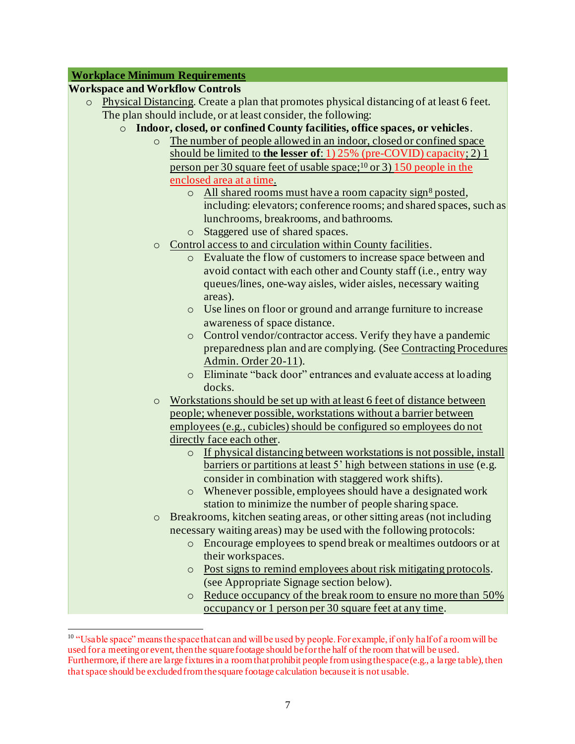**Workplace Minimum Requirements**

**Workspace and Workflow Controls**

- Physical Distancing. Create a plan that promotes physical distancing of at least 6 feet. The plan should include, or at least consider, the following:
  - **Indoor, closed, or confined County facilities, office spaces, or vehicles**.
    - The number of people allowed in an indoor, closed or confined space should be limited to **the lesser of**: 1) 25% (pre-COVID) capacity; 2) 1 person per 30 square feet of usable space;[10] or 3) 150 people in the enclosed area at a time.
      - All shared rooms must have a room capacity sign[8] posted, including: elevators; conference rooms; and shared spaces, such as lunchrooms, breakrooms, and bathrooms.
      - Staggered use of shared spaces.
    - Control access to and circulation within County facilities.
      - Evaluate the flow of customers to increase space between and avoid contact with each other and County staff (i.e., entry way queues/lines, one-way aisles, wider aisles, necessary waiting areas).
      - Use lines on floor or ground and arrange furniture to increase awareness of space distance.
      - Control vendor/contractor access. Verify they have a pandemic preparedness plan and are complying. (See Contracting Procedures Admin. Order 20-11).
      - Eliminate "back door" entrances and evaluate access at loading docks.
    - Workstations should be set up with at least 6 feet of distance between people; whenever possible, workstations without a barrier between employees (e.g., cubicles) should be configured so employees do not directly face each other.
      - If physical distancing between workstations is not possible, install barriers or partitions at least 5' high between stations in use (e.g. consider in combination with staggered work shifts).
      - Whenever possible, employees should have a designated work station to minimize the number of people sharing space.
    - Breakrooms, kitchen seating areas, or other sitting areas (not including necessary waiting areas) may be used with the following protocols:
      - Encourage employees to spend break or mealtimes outdoors or at their workspaces.
      - Post signs to remind employees about risk mitigating protocols. (see Appropriate Signage section below).
      - Reduce occupancy of the break room to ensure no more than 50% occupancy or 1 person per 30 square feet at any time.

---

[10] "Usable space" means the space that can and will be used by people. For example, if only half of a room will be used for a meeting or event, then the square footage should be for the half of the room that will be used. Furthermore, if there are large fixtures in a room that prohibit people from using the space (e.g., a large table), then that space should be excluded from the square footage calculation because it is not usable.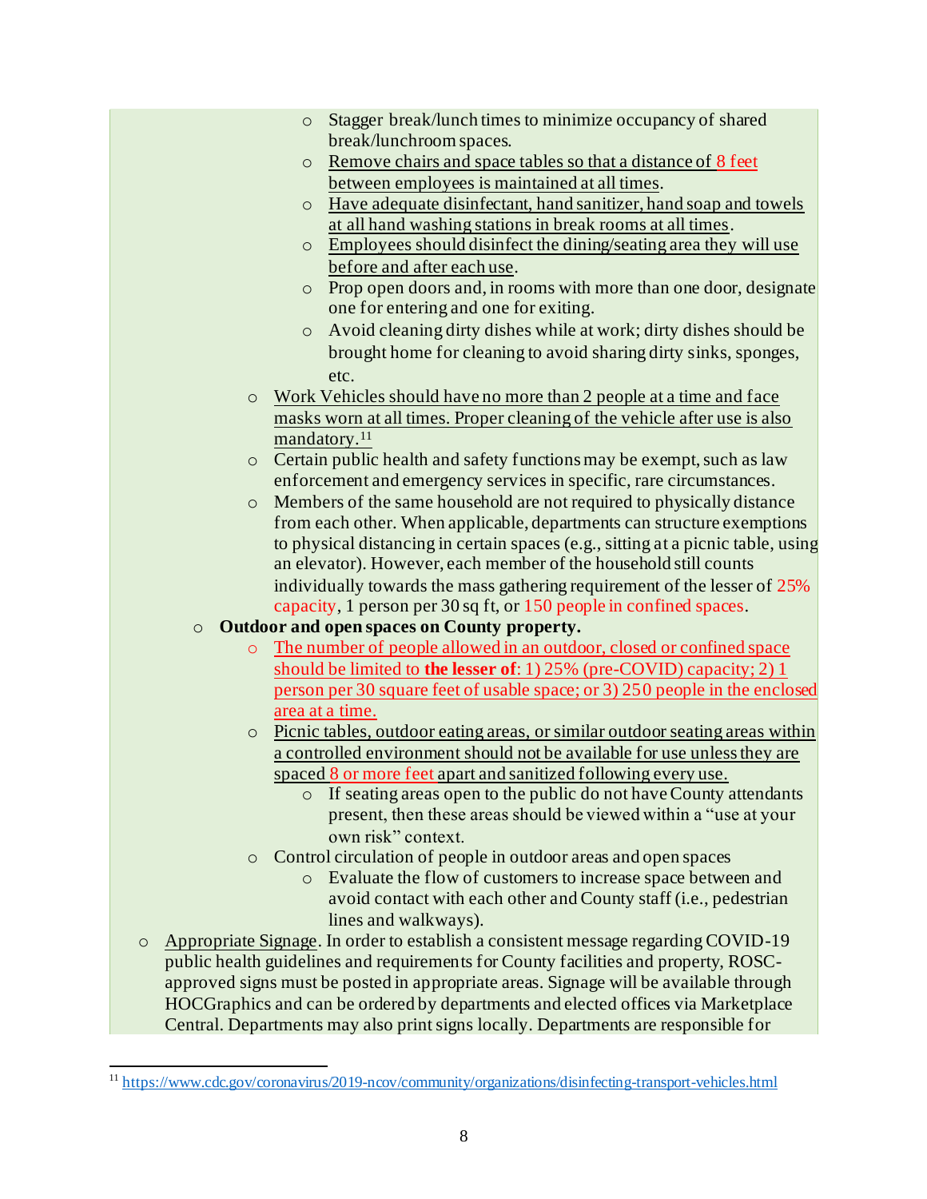- Stagger break/lunch times to minimize occupancy of shared break/lunchroom spaces.
        - Remove chairs and space tables so that a distance of 8 feet between employees is maintained at all times.
        - Have adequate disinfectant, hand sanitizer, hand soap and towels at all hand washing stations in break rooms at all times.
        - Employees should disinfect the dining/seating area they will use before and after each use.
        - Prop open doors and, in rooms with more than one door, designate one for entering and one for exiting.
        - Avoid cleaning dirty dishes while at work; dirty dishes should be brought home for cleaning to avoid sharing dirty sinks, sponges, etc.
    - Work Vehicles should have no more than 2 people at a time and face masks worn at all times. Proper cleaning of the vehicle after use is also mandatory.[11]
    - Certain public health and safety functions may be exempt, such as law enforcement and emergency services in specific, rare circumstances.
    - Members of the same household are not required to physically distance from each other. When applicable, departments can structure exemptions to physical distancing in certain spaces (e.g., sitting at a picnic table, using an elevator). However, each member of the household still counts individually towards the mass gathering requirement of the lesser of 25% capacity, 1 person per 30 sq ft, or 150 people in confined spaces.
  - **Outdoor and open spaces on County property.**
    - The number of people allowed in an outdoor, closed or confined space should be limited to **the lesser of**: 1) 25% (pre-COVID) capacity; 2) 1 person per 30 square feet of usable space; or 3) 250 people in the enclosed area at a time.
    - Picnic tables, outdoor eating areas, or similar outdoor seating areas within a controlled environment should not be available for use unless they are spaced 8 or more feet apart and sanitized following every use.
      - If seating areas open to the public do not have County attendants present, then these areas should be viewed within a "use at your own risk" context.
    - Control circulation of people in outdoor areas and open spaces
      - Evaluate the flow of customers to increase space between and avoid contact with each other and County staff (i.e., pedestrian lines and walkways).
- Appropriate Signage. In order to establish a consistent message regarding COVID-19 public health guidelines and requirements for County facilities and property, ROSC-approved signs must be posted in appropriate areas. Signage will be available through HOCGraphics and can be ordered by departments and elected offices via Marketplace Central. Departments may also print signs locally. Departments are responsible for

[11] https://www.cdc.gov/coronavirus/2019-ncov/community/organizations/disinfecting-transport-vehicles.html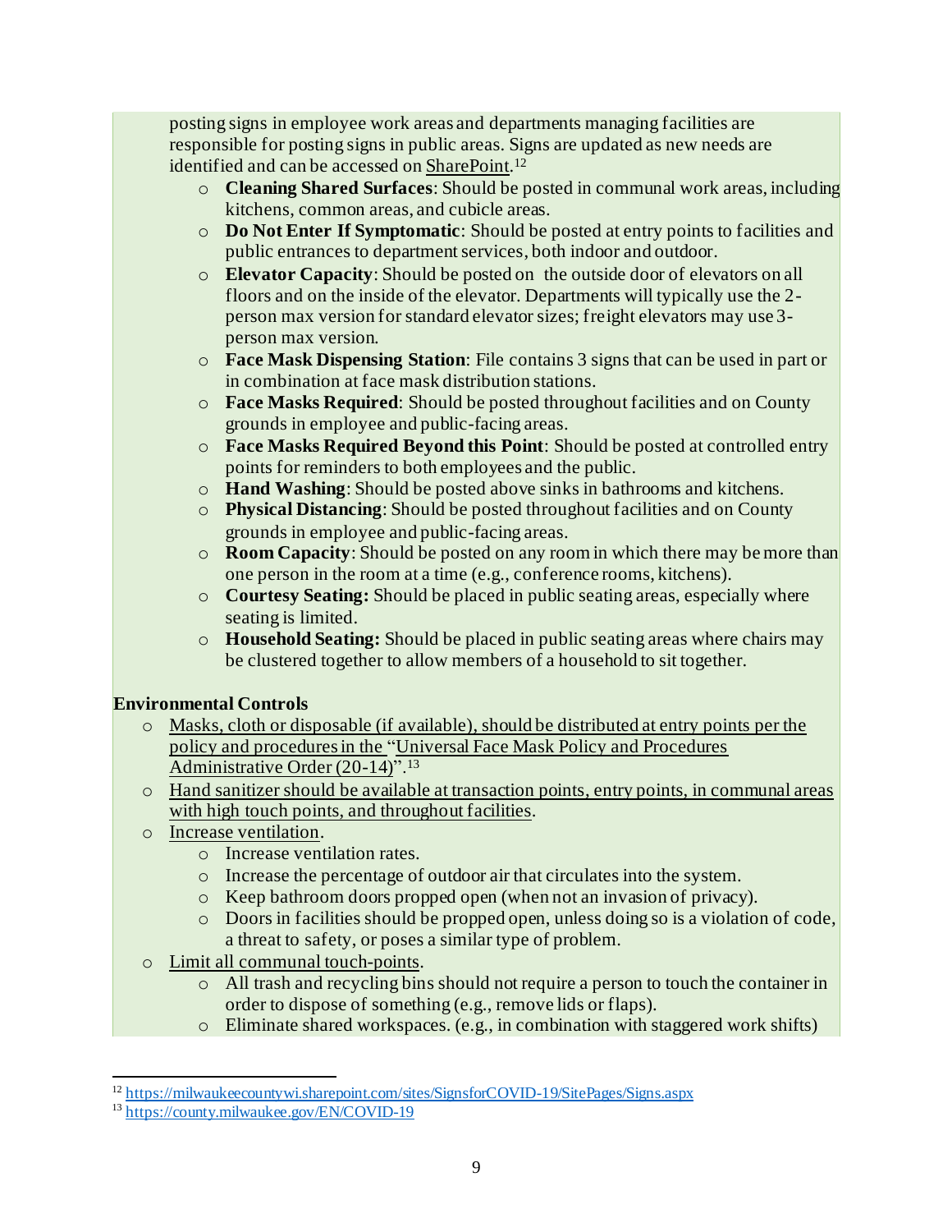posting signs in employee work areas and departments managing facilities are responsible for posting signs in public areas. Signs are updated as new needs are identified and can be accessed on SharePoint.[12]

- **Cleaning Shared Surfaces**: Should be posted in communal work areas, including kitchens, common areas, and cubicle areas.
- **Do Not Enter If Symptomatic**: Should be posted at entry points to facilities and public entrances to department services, both indoor and outdoor.
- **Elevator Capacity**: Should be posted on the outside door of elevators on all floors and on the inside of the elevator. Departments will typically use the 2-person max version for standard elevator sizes; freight elevators may use 3-person max version.
- **Face Mask Dispensing Station**: File contains 3 signs that can be used in part or in combination at face mask distribution stations.
- **Face Masks Required**: Should be posted throughout facilities and on County grounds in employee and public-facing areas.
- **Face Masks Required Beyond this Point**: Should be posted at controlled entry points for reminders to both employees and the public.
- **Hand Washing**: Should be posted above sinks in bathrooms and kitchens.
- **Physical Distancing**: Should be posted throughout facilities and on County grounds in employee and public-facing areas.
- **Room Capacity**: Should be posted on any room in which there may be more than one person in the room at a time (e.g., conference rooms, kitchens).
- **Courtesy Seating:** Should be placed in public seating areas, especially where seating is limited.
- **Household Seating:** Should be placed in public seating areas where chairs may be clustered together to allow members of a household to sit together.

**Environmental Controls**

- Masks, cloth or disposable (if available), should be distributed at entry points per the policy and procedures in the "Universal Face Mask Policy and Procedures Administrative Order (20-14)".[13]
- Hand sanitizer should be available at transaction points, entry points, in communal areas with high touch points, and throughout facilities.
- Increase ventilation.
  - Increase ventilation rates.
  - Increase the percentage of outdoor air that circulates into the system.
  - Keep bathroom doors propped open (when not an invasion of privacy).
  - Doors in facilities should be propped open, unless doing so is a violation of code, a threat to safety, or poses a similar type of problem.
- Limit all communal touch-points.
  - All trash and recycling bins should not require a person to touch the container in order to dispose of something (e.g., remove lids or flaps).
  - Eliminate shared workspaces. (e.g., in combination with staggered work shifts)

---

[12] https://milwaukeecountywi.sharepoint.com/sites/SignsforCOVID-19/SitePages/Signs.aspx

[13] https://county.milwaukee.gov/EN/COVID-19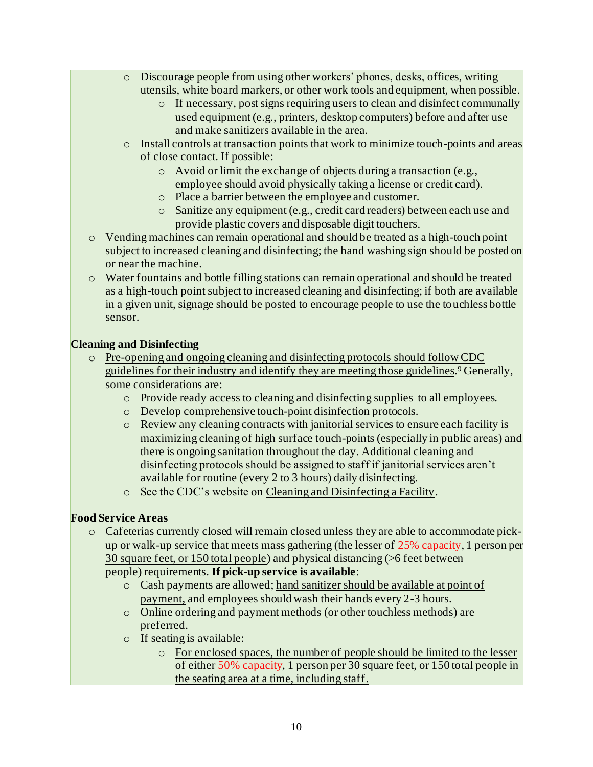- Discourage people from using other workers' phones, desks, offices, writing utensils, white board markers, or other work tools and equipment, when possible.
  - If necessary, post signs requiring users to clean and disinfect communally used equipment (e.g., printers, desktop computers) before and after use and make sanitizers available in the area.
- Install controls at transaction points that work to minimize touch-points and areas of close contact. If possible:
  - Avoid or limit the exchange of objects during a transaction (e.g., employee should avoid physically taking a license or credit card).
  - Place a barrier between the employee and customer.
  - Sanitize any equipment (e.g., credit card readers) between each use and provide plastic covers and disposable digit touchers.

- Vending machines can remain operational and should be treated as a high-touch point subject to increased cleaning and disinfecting; the hand washing sign should be posted on or near the machine.
- Water fountains and bottle filling stations can remain operational and should be treated as a high-touch point subject to increased cleaning and disinfecting; if both are available in a given unit, signage should be posted to encourage people to use the touchless bottle sensor.

**Cleaning and Disinfecting**

- Pre-opening and ongoing cleaning and disinfecting protocols should follow CDC guidelines for their industry and identify they are meeting those guidelines.[9] Generally, some considerations are:
  - Provide ready access to cleaning and disinfecting supplies to all employees.
  - Develop comprehensive touch-point disinfection protocols.
  - Review any cleaning contracts with janitorial services to ensure each facility is maximizing cleaning of high surface touch-points (especially in public areas) and there is ongoing sanitation throughout the day. Additional cleaning and disinfecting protocols should be assigned to staff if janitorial services aren't available for routine (every 2 to 3 hours) daily disinfecting.
  - See the CDC's website on Cleaning and Disinfecting a Facility.

**Food Service Areas**

- Cafeterias currently closed will remain closed unless they are able to accommodate pick-up or walk-up service that meets mass gathering (the lesser of 25% capacity, 1 person per 30 square feet, or 150 total people) and physical distancing (>6 feet between people) requirements. **If pick-up service is available**:
  - Cash payments are allowed; hand sanitizer should be available at point of payment, and employees should wash their hands every 2-3 hours.
  - Online ordering and payment methods (or other touchless methods) are preferred.
  - If seating is available:
    - For enclosed spaces, the number of people should be limited to the lesser of either 50% capacity, 1 person per 30 square feet, or 150 total people in the seating area at a time, including staff.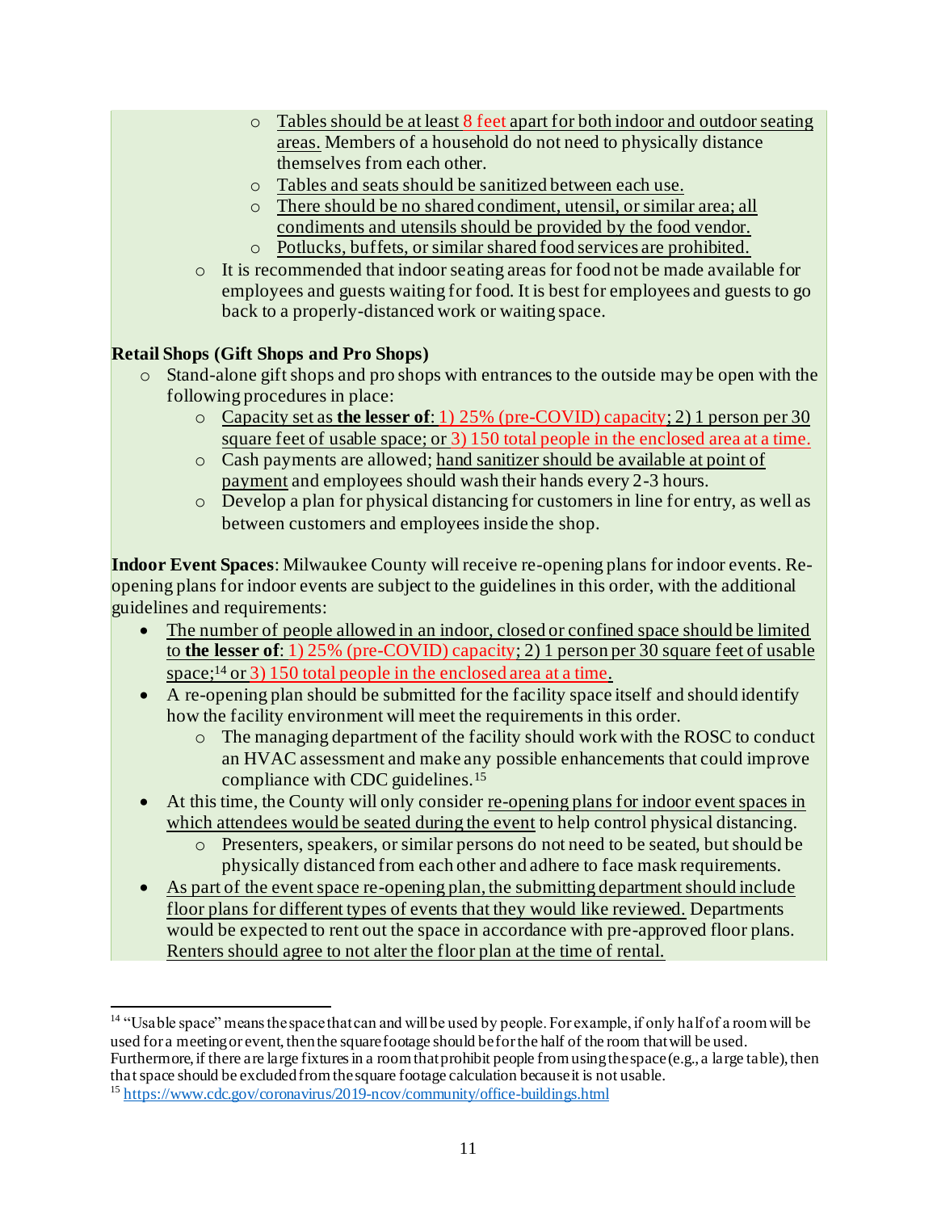- Tables should be at least 8 feet apart for both indoor and outdoor seating areas. Members of a household do not need to physically distance themselves from each other.
    - Tables and seats should be sanitized between each use.
    - There should be no shared condiment, utensil, or similar area; all condiments and utensils should be provided by the food vendor.
    - Potlucks, buffets, or similar shared food services are prohibited.
  - It is recommended that indoor seating areas for food not be made available for employees and guests waiting for food. It is best for employees and guests to go back to a properly-distanced work or waiting space.

**Retail Shops (Gift Shops and Pro Shops)**

- Stand-alone gift shops and pro shops with entrances to the outside may be open with the following procedures in place:
  - Capacity set as **the lesser of**: 1) 25% (pre-COVID) capacity; 2) 1 person per 30 square feet of usable space; or 3) 150 total people in the enclosed area at a time.
  - Cash payments are allowed; hand sanitizer should be available at point of payment and employees should wash their hands every 2-3 hours.
  - Develop a plan for physical distancing for customers in line for entry, as well as between customers and employees inside the shop.

**Indoor Event Spaces**: Milwaukee County will receive re-opening plans for indoor events. Re-opening plans for indoor events are subject to the guidelines in this order, with the additional guidelines and requirements:

- The number of people allowed in an indoor, closed or confined space should be limited to **the lesser of**: 1) 25% (pre-COVID) capacity; 2) 1 person per 30 square feet of usable space;[14] or 3) 150 total people in the enclosed area at a time.
- A re-opening plan should be submitted for the facility space itself and should identify how the facility environment will meet the requirements in this order.
  - The managing department of the facility should work with the ROSC to conduct an HVAC assessment and make any possible enhancements that could improve compliance with CDC guidelines.[15]
- At this time, the County will only consider re-opening plans for indoor event spaces in which attendees would be seated during the event to help control physical distancing.
  - Presenters, speakers, or similar persons do not need to be seated, but should be physically distanced from each other and adhere to face mask requirements.
- As part of the event space re-opening plan, the submitting department should include floor plans for different types of events that they would like reviewed. Departments would be expected to rent out the space in accordance with pre-approved floor plans. Renters should agree to not alter the floor plan at the time of rental.

---

[14] "Usable space" means the space that can and will be used by people. For example, if only half of a room will be used for a meeting or event, then the square footage should be for the half of the room that will be used. Furthermore, if there are large fixtures in a room that prohibit people from using the space (e.g., a large table), then that space should be excluded from the square footage calculation because it is not usable.

[15] https://www.cdc.gov/coronavirus/2019-ncov/community/office-buildings.html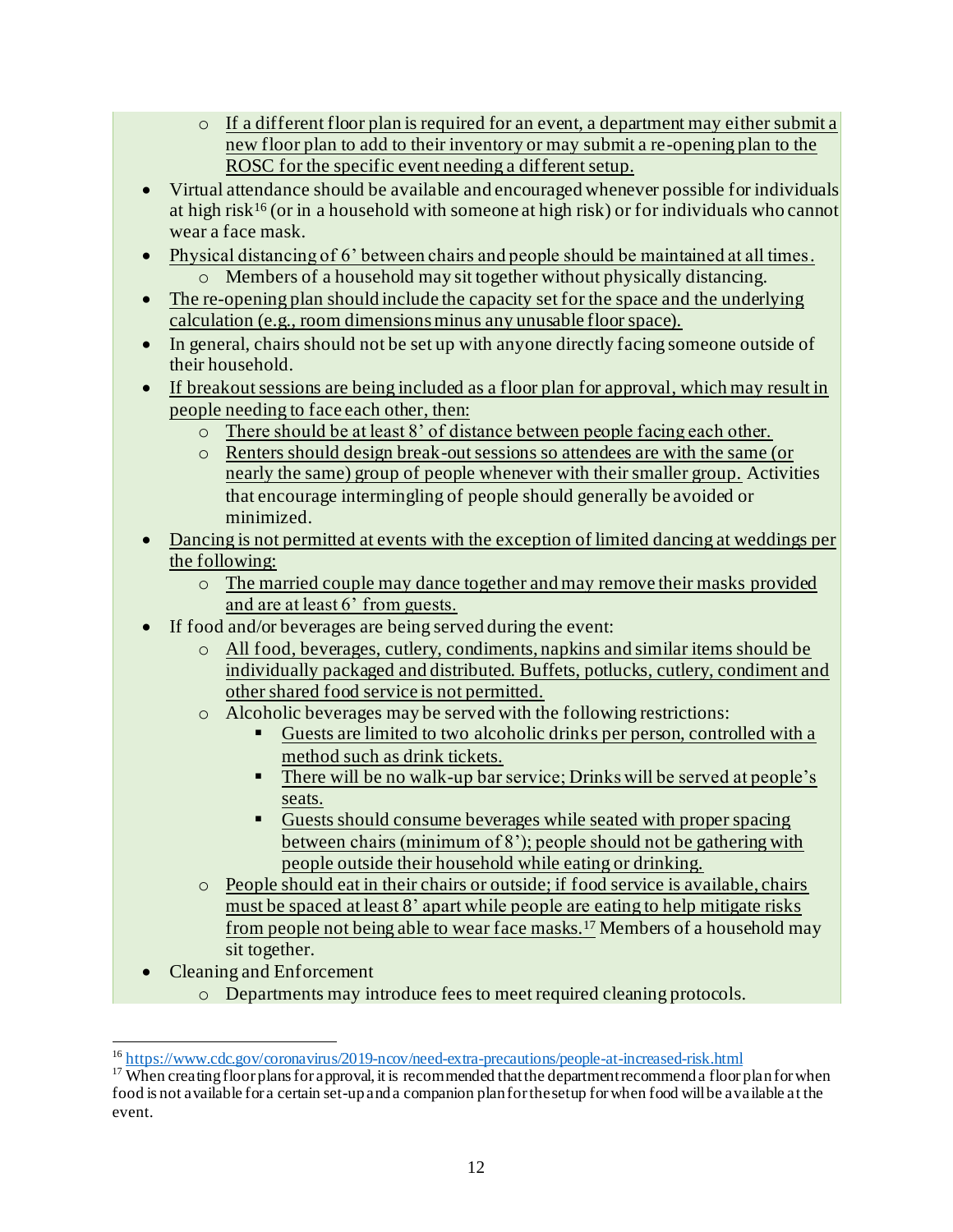- If a different floor plan is required for an event, a department may either submit a new floor plan to add to their inventory or may submit a re-opening plan to the ROSC for the specific event needing a different setup.
- Virtual attendance should be available and encouraged whenever possible for individuals at high risk[16] (or in a household with someone at high risk) or for individuals who cannot wear a face mask.
- Physical distancing of 6' between chairs and people should be maintained at all times.
    - Members of a household may sit together without physically distancing.
- The re-opening plan should include the capacity set for the space and the underlying calculation (e.g., room dimensions minus any unusable floor space).
- In general, chairs should not be set up with anyone directly facing someone outside of their household.
- If breakout sessions are being included as a floor plan for approval, which may result in people needing to face each other, then:
    - There should be at least 8' of distance between people facing each other.
    - Renters should design break-out sessions so attendees are with the same (or nearly the same) group of people whenever with their smaller group. Activities that encourage intermingling of people should generally be avoided or minimized.
- Dancing is not permitted at events with the exception of limited dancing at weddings per the following:
    - The married couple may dance together and may remove their masks provided and are at least 6' from guests.
- If food and/or beverages are being served during the event:
    - All food, beverages, cutlery, condiments, napkins and similar items should be individually packaged and distributed. Buffets, potlucks, cutlery, condiment and other shared food service is not permitted.
    - Alcoholic beverages may be served with the following restrictions:
        - Guests are limited to two alcoholic drinks per person, controlled with a method such as drink tickets.
        - There will be no walk-up bar service; Drinks will be served at people's seats.
        - Guests should consume beverages while seated with proper spacing between chairs (minimum of 8'); people should not be gathering with people outside their household while eating or drinking.
    - People should eat in their chairs or outside; if food service is available, chairs must be spaced at least 8' apart while people are eating to help mitigate risks from people not being able to wear face masks.[17] Members of a household may sit together.
- Cleaning and Enforcement
    - Departments may introduce fees to meet required cleaning protocols.

---

[16] https://www.cdc.gov/coronavirus/2019-ncov/need-extra-precautions/people-at-increased-risk.html

[17] When creating floor plans for approval, it is recommended that the department recommend a floor plan for when food is not available for a certain set-up and a companion plan for the setup for when food will be available at the event.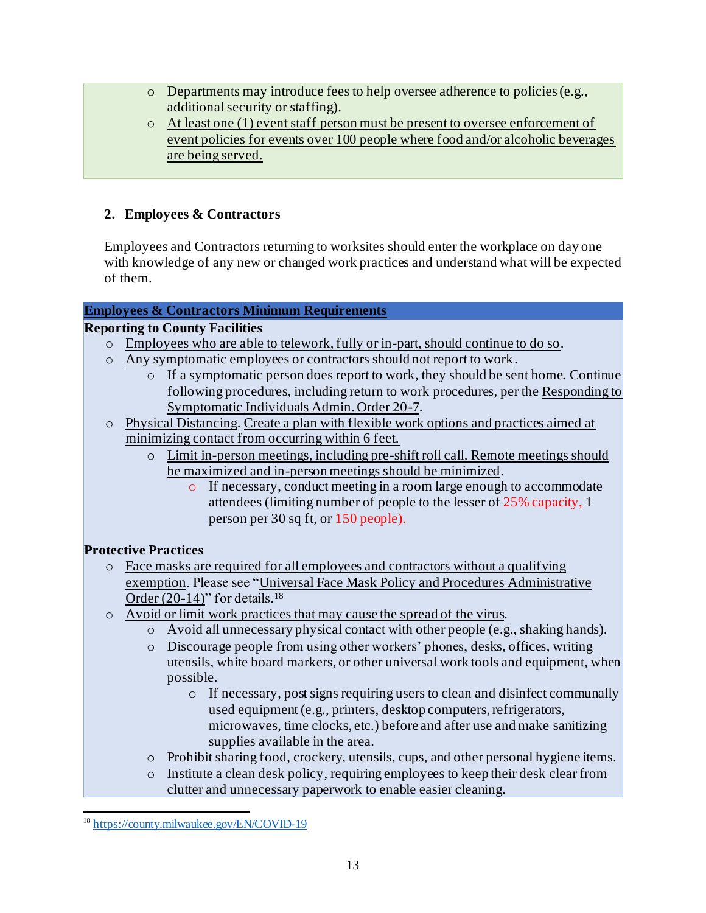- Departments may introduce fees to help oversee adherence to policies (e.g., additional security or staffing).
- At least one (1) event staff person must be present to oversee enforcement of event policies for events over 100 people where food and/or alcoholic beverages are being served.

## 2. Employees & Contractors

Employees and Contractors returning to worksites should enter the workplace on day one with knowledge of any new or changed work practices and understand what will be expected of them.

**Employees & Contractors Minimum Requirements**

**Reporting to County Facilities**

- Employees who are able to telework, fully or in-part, should continue to do so.
- Any symptomatic employees or contractors should not report to work.
  - If a symptomatic person does report to work, they should be sent home. Continue following procedures, including return to work procedures, per the Responding to Symptomatic Individuals Admin. Order 20-7.
- Physical Distancing. Create a plan with flexible work options and practices aimed at minimizing contact from occurring within 6 feet.
  - Limit in-person meetings, including pre-shift roll call. Remote meetings should be maximized and in-person meetings should be minimized.
    - If necessary, conduct meeting in a room large enough to accommodate attendees (limiting number of people to the lesser of 25% capacity, 1 person per 30 sq ft, or 150 people).

**Protective Practices**

- Face masks are required for all employees and contractors without a qualifying exemption. Please see "Universal Face Mask Policy and Procedures Administrative Order (20-14)" for details.[18]
- Avoid or limit work practices that may cause the spread of the virus.
  - Avoid all unnecessary physical contact with other people (e.g., shaking hands).
  - Discourage people from using other workers' phones, desks, offices, writing utensils, white board markers, or other universal work tools and equipment, when possible.
    - If necessary, post signs requiring users to clean and disinfect communally used equipment (e.g., printers, desktop computers, refrigerators, microwaves, time clocks, etc.) before and after use and make sanitizing supplies available in the area.
  - Prohibit sharing food, crockery, utensils, cups, and other personal hygiene items.
  - Institute a clean desk policy, requiring employees to keep their desk clear from clutter and unnecessary paperwork to enable easier cleaning.

[18] https://county.milwaukee.gov/EN/COVID-19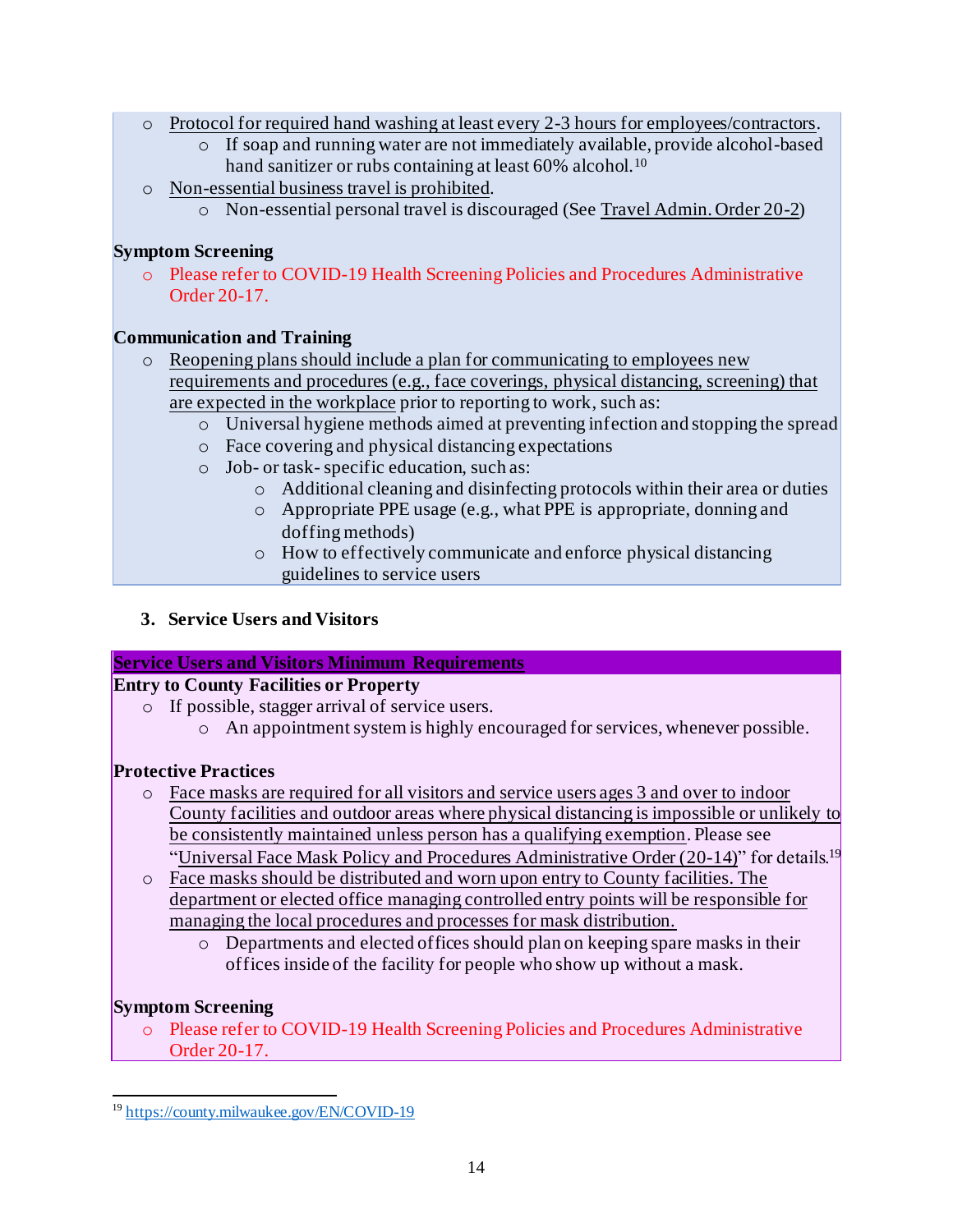- Protocol for required hand washing at least every 2-3 hours for employees/contractors.
  - If soap and running water are not immediately available, provide alcohol-based hand sanitizer or rubs containing at least 60% alcohol.[10]
- Non-essential business travel is prohibited.
  - Non-essential personal travel is discouraged (See Travel Admin. Order 20-2)

**Symptom Screening**

- Please refer to COVID-19 Health Screening Policies and Procedures Administrative Order 20-17.

**Communication and Training**

- Reopening plans should include a plan for communicating to employees new requirements and procedures (e.g., face coverings, physical distancing, screening) that are expected in the workplace prior to reporting to work, such as:
  - Universal hygiene methods aimed at preventing infection and stopping the spread
  - Face covering and physical distancing expectations
  - Job- or task- specific education, such as:
    - Additional cleaning and disinfecting protocols within their area or duties
    - Appropriate PPE usage (e.g., what PPE is appropriate, donning and doffing methods)
    - How to effectively communicate and enforce physical distancing guidelines to service users

### 3. Service Users and Visitors

**Service Users and Visitors Minimum Requirements**

**Entry to County Facilities or Property**

- If possible, stagger arrival of service users.
  - An appointment system is highly encouraged for services, whenever possible.

**Protective Practices**

- Face masks are required for all visitors and service users ages 3 and over to indoor County facilities and outdoor areas where physical distancing is impossible or unlikely to be consistently maintained unless person has a qualifying exemption. Please see "Universal Face Mask Policy and Procedures Administrative Order (20-14)" for details.[19]
- Face masks should be distributed and worn upon entry to County facilities. The department or elected office managing controlled entry points will be responsible for managing the local procedures and processes for mask distribution.
  - Departments and elected offices should plan on keeping spare masks in their offices inside of the facility for people who show up without a mask.

**Symptom Screening**

- Please refer to COVID-19 Health Screening Policies and Procedures Administrative Order 20-17.

---

[19] https://county.milwaukee.gov/EN/COVID-19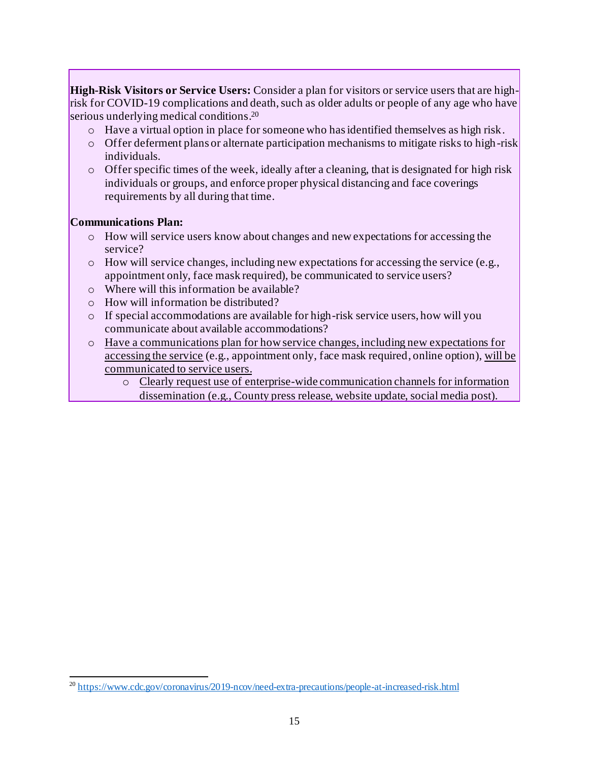**High-Risk Visitors or Service Users:** Consider a plan for visitors or service users that are high-risk for COVID-19 complications and death, such as older adults or people of any age who have serious underlying medical conditions.[20]

- Have a virtual option in place for someone who has identified themselves as high risk.
- Offer deferment plans or alternate participation mechanisms to mitigate risks to high-risk individuals.
- Offer specific times of the week, ideally after a cleaning, that is designated for high risk individuals or groups, and enforce proper physical distancing and face coverings requirements by all during that time.

**Communications Plan:**

- How will service users know about changes and new expectations for accessing the service?
- How will service changes, including new expectations for accessing the service (e.g., appointment only, face mask required), be communicated to service users?
- Where will this information be available?
- How will information be distributed?
- If special accommodations are available for high-risk service users, how will you communicate about available accommodations?
- Have a communications plan for how service changes, including new expectations for accessing the service (e.g., appointment only, face mask required, online option), will be communicated to service users.
  - Clearly request use of enterprise-wide communication channels for information dissemination (e.g., County press release, website update, social media post).

[20] https://www.cdc.gov/coronavirus/2019-ncov/need-extra-precautions/people-at-increased-risk.html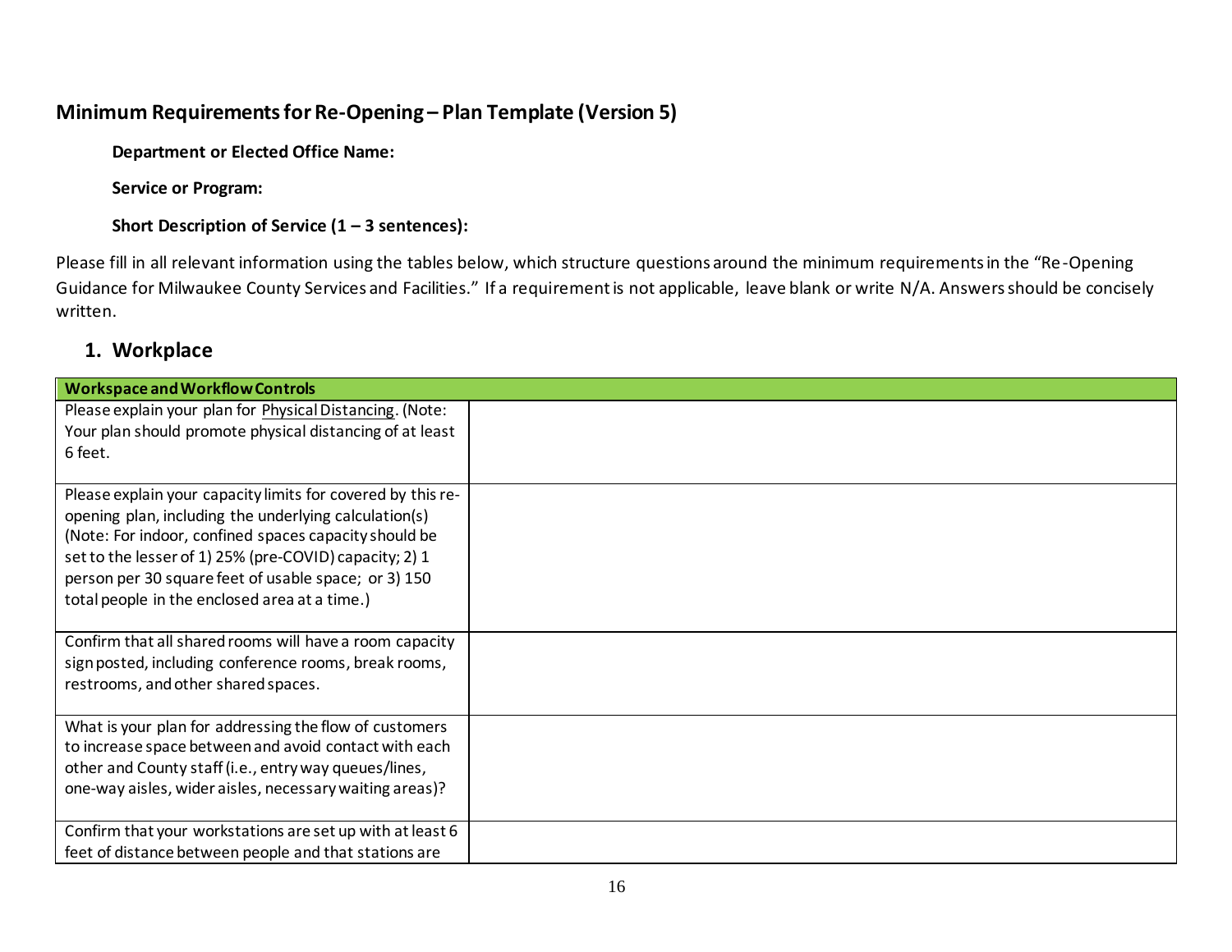## Minimum Requirements for Re-Opening – Plan Template (Version 5)

**Department or Elected Office Name:**

**Service or Program:**

**Short Description of Service (1 – 3 sentences):**

Please fill in all relevant information using the tables below, which structure questions around the minimum requirements in the "Re-Opening Guidance for Milwaukee County Services and Facilities." If a requirement is not applicable, leave blank or write N/A. Answers should be concisely written.

### 1. Workplace

| Workspace and Workflow Controls | |
|---|---|
| Please explain your plan for Physical Distancing. (Note: Your plan should promote physical distancing of at least 6 feet. | |
| Please explain your capacity limits for covered by this re-opening plan, including the underlying calculation(s) (Note: For indoor, confined spaces capacity should be set to the lesser of 1) 25% (pre-COVID) capacity; 2) 1 person per 30 square feet of usable space; or 3) 150 total people in the enclosed area at a time.) | |
| Confirm that all shared rooms will have a room capacity sign posted, including conference rooms, break rooms, restrooms, and other shared spaces. | |
| What is your plan for addressing the flow of customers to increase space between and avoid contact with each other and County staff (i.e., entry way queues/lines, one-way aisles, wider aisles, necessary waiting areas)? | |
| Confirm that your workstations are set up with at least 6 feet of distance between people and that stations are | |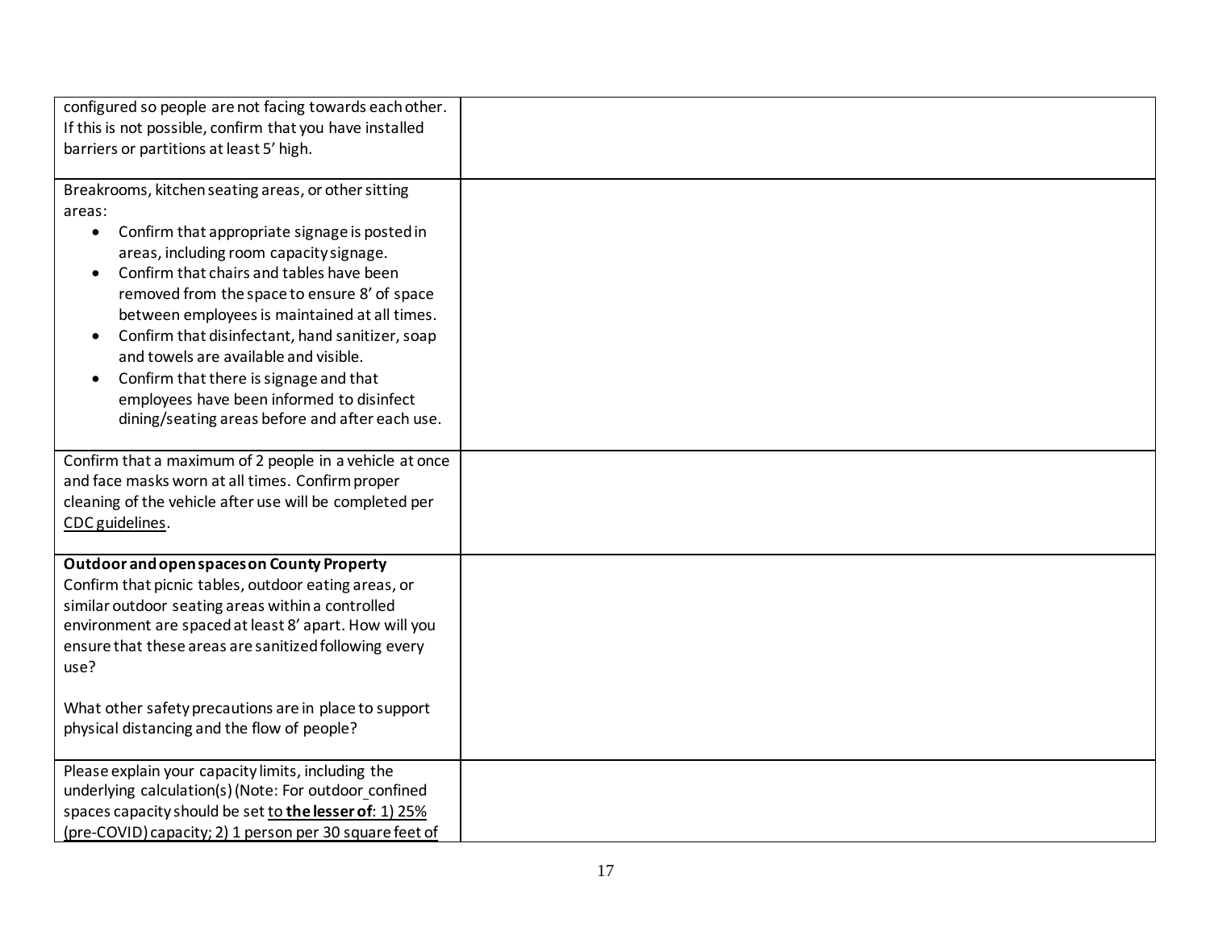| | |
|---|---|
| configured so people are not facing towards each other. If this is not possible, confirm that you have installed barriers or partitions at least 5' high. | |
| Breakrooms, kitchen seating areas, or other sitting areas:<br>• Confirm that appropriate signage is posted in areas, including room capacity signage.<br>• Confirm that chairs and tables have been removed from the space to ensure 8' of space between employees is maintained at all times.<br>• Confirm that disinfectant, hand sanitizer, soap and towels are available and visible.<br>• Confirm that there is signage and that employees have been informed to disinfect dining/seating areas before and after each use. | |
| Confirm that a maximum of 2 people in a vehicle at once and face masks worn at all times. Confirm proper cleaning of the vehicle after use will be completed per CDC guidelines. | |
| **Outdoor and open spaces on County Property**<br>Confirm that picnic tables, outdoor eating areas, or similar outdoor seating areas within a controlled environment are spaced at least 8' apart. How will you ensure that these areas are sanitized following every use?<br><br>What other safety precautions are in place to support physical distancing and the flow of people? | |
| Please explain your capacity limits, including the underlying calculation(s) (Note: For outdoor confined spaces capacity should be set to **the lesser of**: 1) 25% (pre-COVID) capacity; 2) 1 person per 30 square feet of | |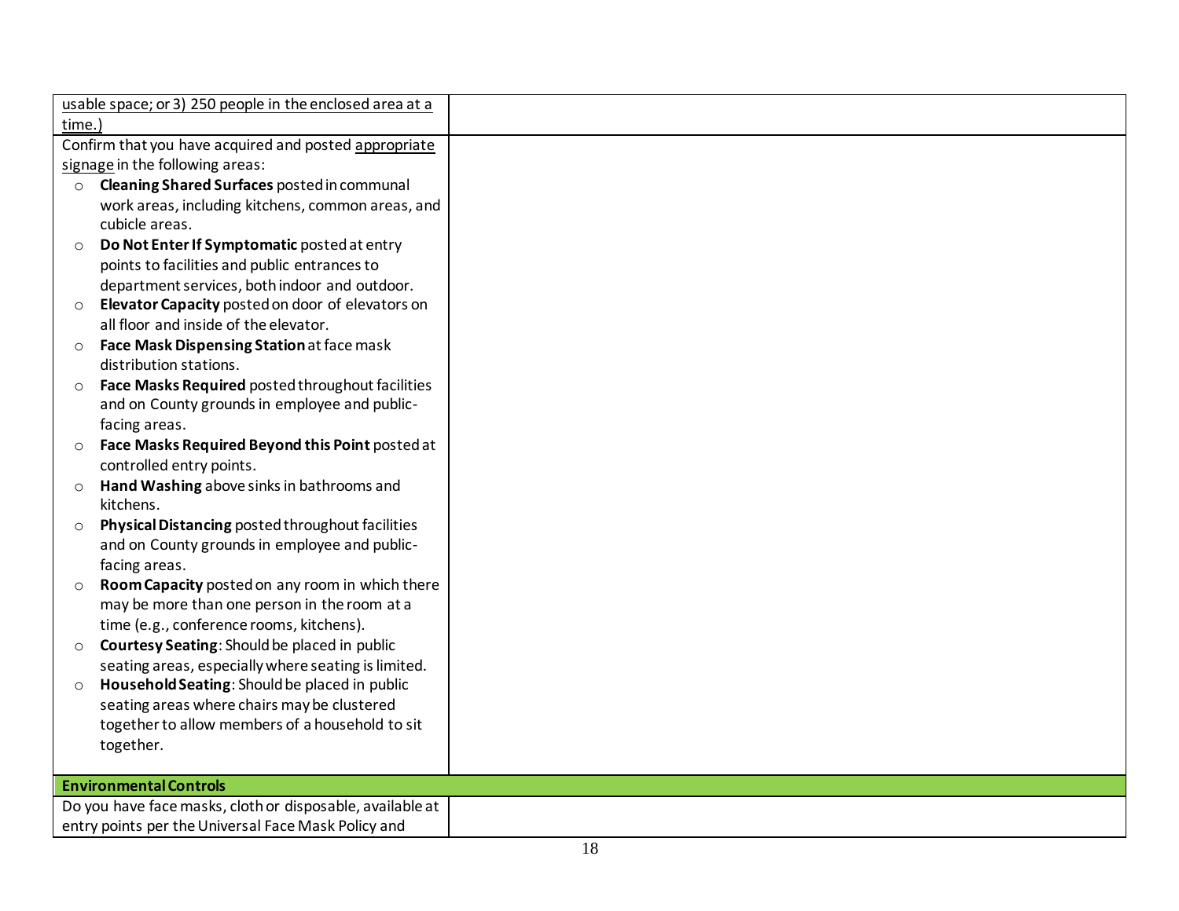| | |
|---|---|
| usable space; or 3) 250 people in the enclosed area at a time.) | |
| Confirm that you have acquired and posted appropriate signage in the following areas:<br>○ **Cleaning Shared Surfaces** posted in communal work areas, including kitchens, common areas, and cubicle areas.<br>○ **Do Not Enter If Symptomatic** posted at entry points to facilities and public entrances to department services, both indoor and outdoor.<br>○ **Elevator Capacity** posted on door of elevators on all floor and inside of the elevator.<br>○ **Face Mask Dispensing Station** at face mask distribution stations.<br>○ **Face Masks Required** posted throughout facilities and on County grounds in employee and public-facing areas.<br>○ **Face Masks Required Beyond this Point** posted at controlled entry points.<br>○ **Hand Washing** above sinks in bathrooms and kitchens.<br>○ **Physical Distancing** posted throughout facilities and on County grounds in employee and public-facing areas.<br>○ **Room Capacity** posted on any room in which there may be more than one person in the room at a time (e.g., conference rooms, kitchens).<br>○ **Courtesy Seating**: Should be placed in public seating areas, especially where seating is limited.<br>○ **Household Seating**: Should be placed in public seating areas where chairs may be clustered together to allow members of a household to sit together. | |
| **Environmental Controls** | |
| Do you have face masks, cloth or disposable, available at entry points per the Universal Face Mask Policy and | |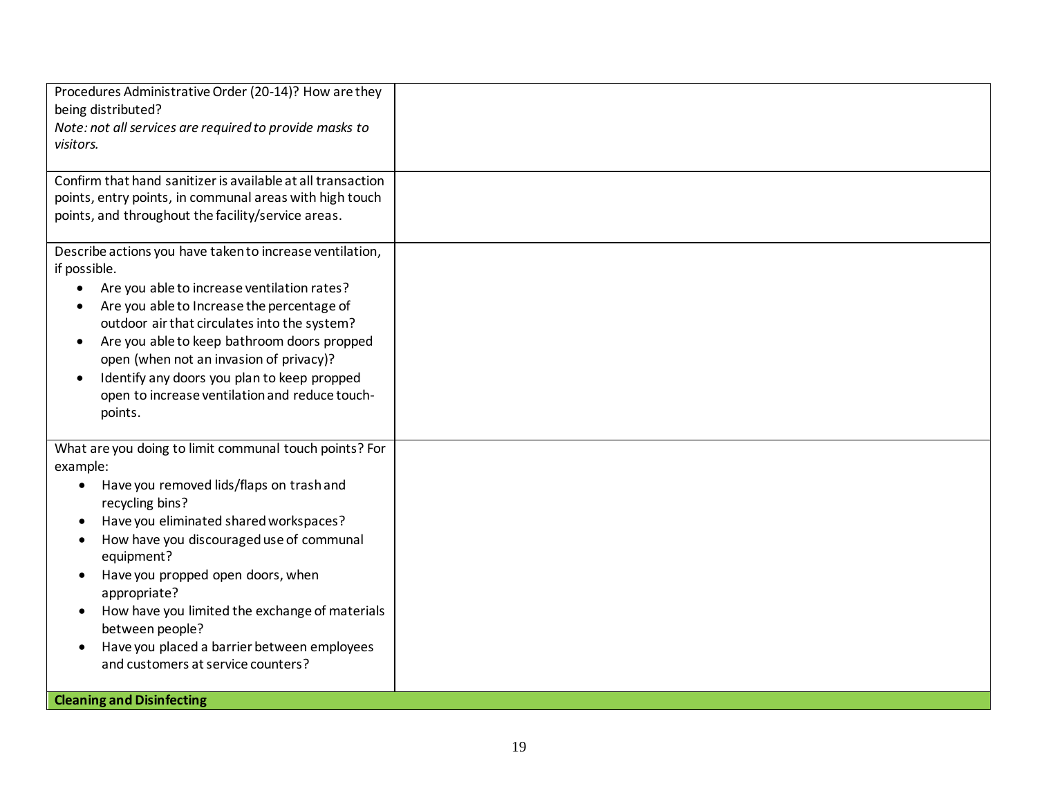| | |
|---|---|
| Procedures Administrative Order (20-14)? How are they being distributed?<br>*Note: not all services are required to provide masks to visitors.* | |
| Confirm that hand sanitizer is available at all transaction points, entry points, in communal areas with high touch points, and throughout the facility/service areas. | |
| Describe actions you have taken to increase ventilation, if possible.<br>• Are you able to increase ventilation rates?<br>• Are you able to Increase the percentage of outdoor air that circulates into the system?<br>• Are you able to keep bathroom doors propped open (when not an invasion of privacy)?<br>• Identify any doors you plan to keep propped open to increase ventilation and reduce touch-points. | |
| What are you doing to limit communal touch points? For example:<br>• Have you removed lids/flaps on trash and recycling bins?<br>• Have you eliminated shared workspaces?<br>• How have you discouraged use of communal equipment?<br>• Have you propped open doors, when appropriate?<br>• How have you limited the exchange of materials between people?<br>• Have you placed a barrier between employees and customers at service counters? | |
| **Cleaning and Disinfecting** | |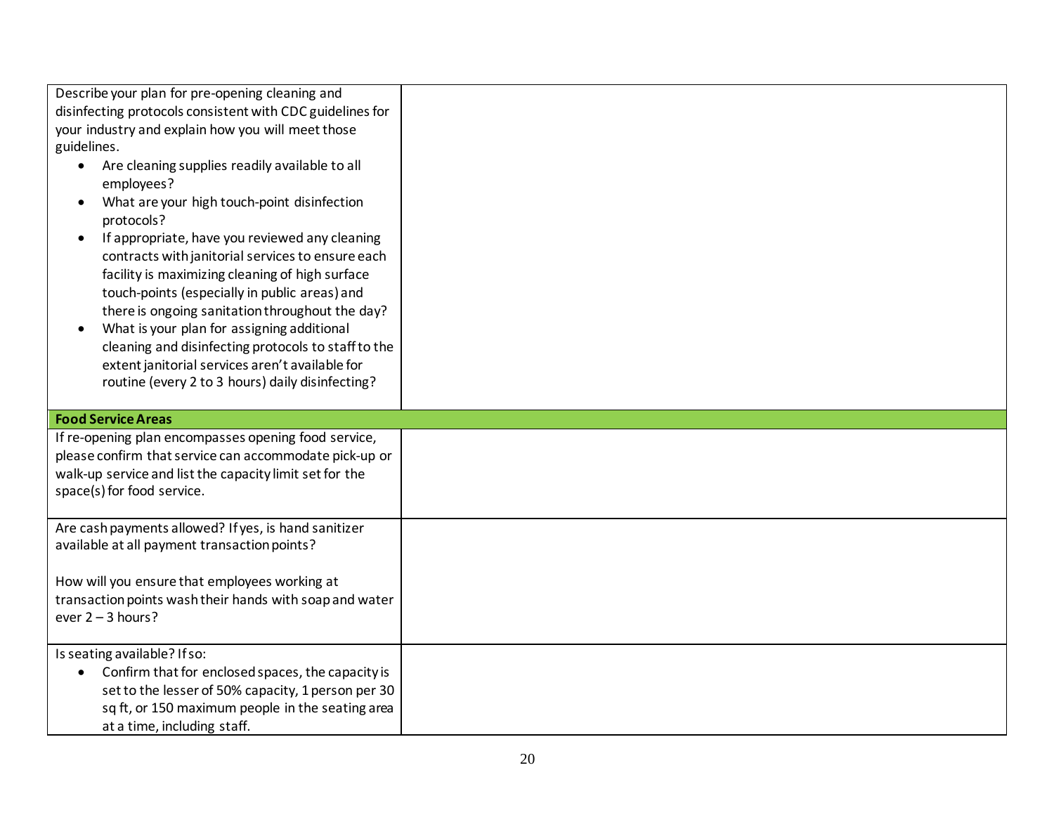| | |
|---|---|
| Describe your plan for pre-opening cleaning and disinfecting protocols consistent with CDC guidelines for your industry and explain how you will meet those guidelines.<br>• Are cleaning supplies readily available to all employees?<br>• What are your high touch-point disinfection protocols?<br>• If appropriate, have you reviewed any cleaning contracts with janitorial services to ensure each facility is maximizing cleaning of high surface touch-points (especially in public areas) and there is ongoing sanitation throughout the day?<br>• What is your plan for assigning additional cleaning and disinfecting protocols to staff to the extent janitorial services aren't available for routine (every 2 to 3 hours) daily disinfecting? | |
| **Food Service Areas** | |
| If re-opening plan encompasses opening food service, please confirm that service can accommodate pick-up or walk-up service and list the capacity limit set for the space(s) for food service. | |
| Are cash payments allowed? If yes, is hand sanitizer available at all payment transaction points?<br><br>How will you ensure that employees working at transaction points wash their hands with soap and water ever 2 – 3 hours? | |
| Is seating available? If so:<br>• Confirm that for enclosed spaces, the capacity is set to the lesser of 50% capacity, 1 person per 30 sq ft, or 150 maximum people in the seating area at a time, including staff. | |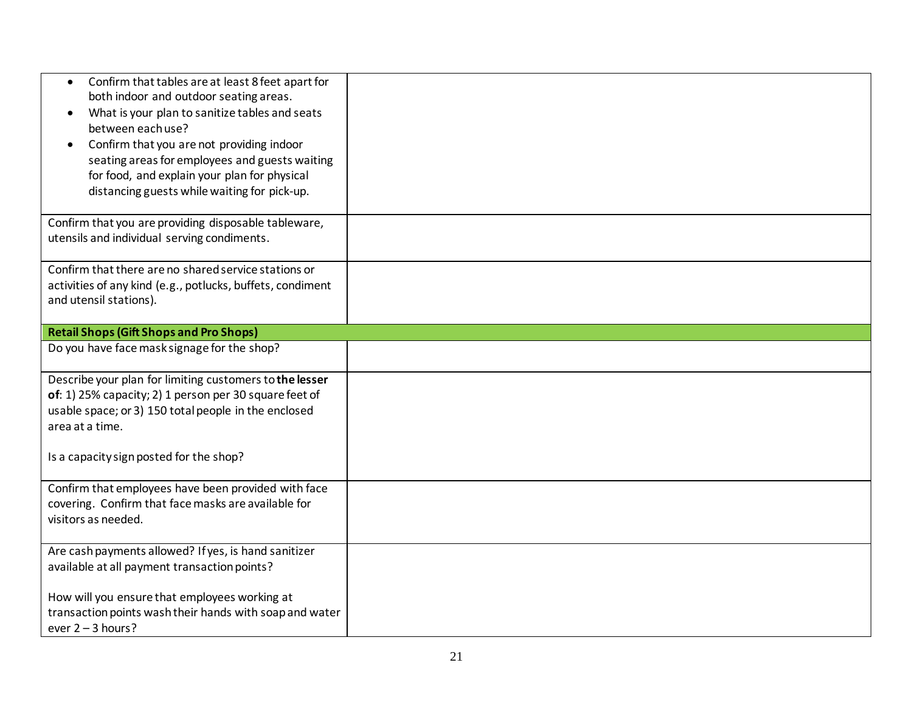| | |
|---|---|
| • Confirm that tables are at least 8 feet apart for both indoor and outdoor seating areas.<br>• What is your plan to sanitize tables and seats between each use?<br>• Confirm that you are not providing indoor seating areas for employees and guests waiting for food, and explain your plan for physical distancing guests while waiting for pick-up. | |
| Confirm that you are providing disposable tableware, utensils and individual serving condiments. | |
| Confirm that there are no shared service stations or activities of any kind (e.g., potlucks, buffets, condiment and utensil stations). | |
| **Retail Shops (Gift Shops and Pro Shops)** | |
| Do you have face mask signage for the shop? | |
| Describe your plan for limiting customers to **the lesser of**: 1) 25% capacity; 2) 1 person per 30 square feet of usable space; or 3) 150 total people in the enclosed area at a time.<br><br>Is a capacity sign posted for the shop? | |
| Confirm that employees have been provided with face covering. Confirm that face masks are available for visitors as needed. | |
| Are cash payments allowed? If yes, is hand sanitizer available at all payment transaction points?<br><br>How will you ensure that employees working at transaction points wash their hands with soap and water ever 2 – 3 hours? | |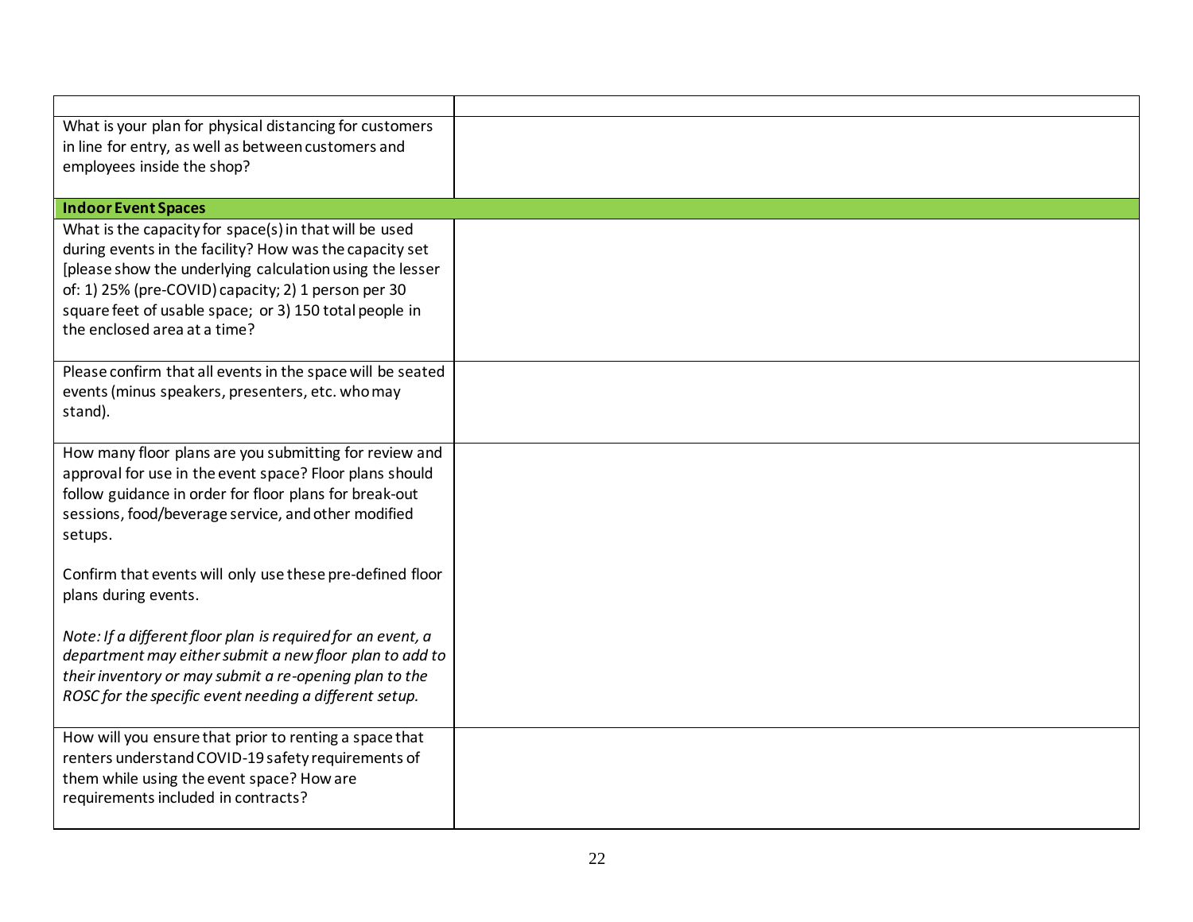| | |
|---|---|
| What is your plan for physical distancing for customers in line for entry, as well as between customers and employees inside the shop? | |
| **Indoor Event Spaces** | |
| What is the capacity for space(s) in that will be used during events in the facility? How was the capacity set [please show the underlying calculation using the lesser of: 1) 25% (pre-COVID) capacity; 2) 1 person per 30 square feet of usable space; or 3) 150 total people in the enclosed area at a time? | |
| Please confirm that all events in the space will be seated events (minus speakers, presenters, etc. who may stand). | |
| How many floor plans are you submitting for review and approval for use in the event space? Floor plans should follow guidance in order for floor plans for break-out sessions, food/beverage service, and other modified setups.<br><br>Confirm that events will only use these pre-defined floor plans during events.<br><br>*Note: If a different floor plan is required for an event, a department may either submit a new floor plan to add to their inventory or may submit a re-opening plan to the ROSC for the specific event needing a different setup.* | |
| How will you ensure that prior to renting a space that renters understand COVID-19 safety requirements of them while using the event space? How are requirements included in contracts? | |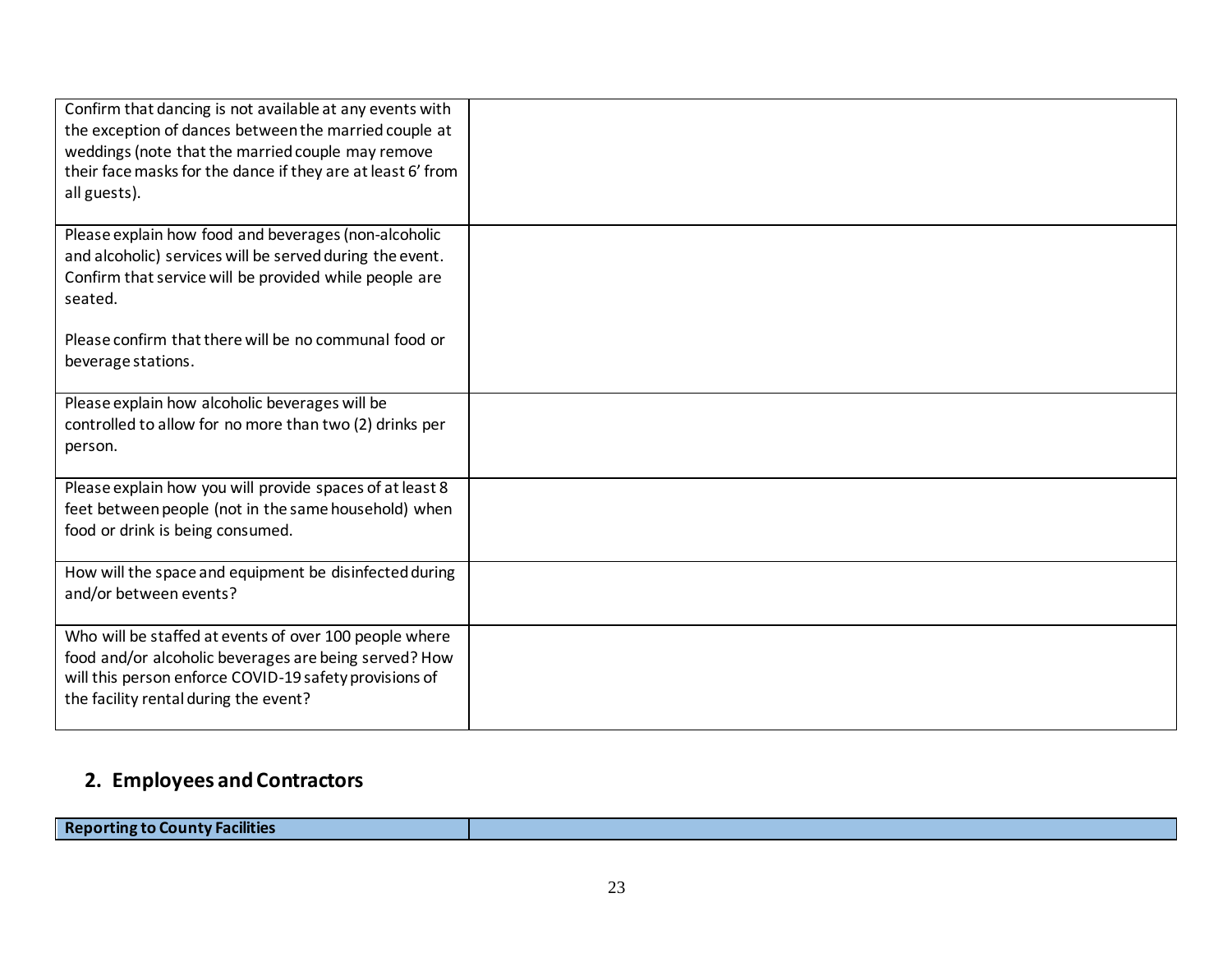| | |
|---|---|
| Confirm that dancing is not available at any events with the exception of dances between the married couple at weddings (note that the married couple may remove their face masks for the dance if they are at least 6' from all guests). | |
| Please explain how food and beverages (non-alcoholic and alcoholic) services will be served during the event. Confirm that service will be provided while people are seated.<br><br>Please confirm that there will be no communal food or beverage stations. | |
| Please explain how alcoholic beverages will be controlled to allow for no more than two (2) drinks per person. | |
| Please explain how you will provide spaces of at least 8 feet between people (not in the same household) when food or drink is being consumed. | |
| How will the space and equipment be disinfected during and/or between events? | |
| Who will be staffed at events of over 100 people where food and/or alcoholic beverages are being served? How will this person enforce COVID-19 safety provisions of the facility rental during the event? | |

## 2. Employees and Contractors

| **Reporting to County Facilities** | |
|---|---|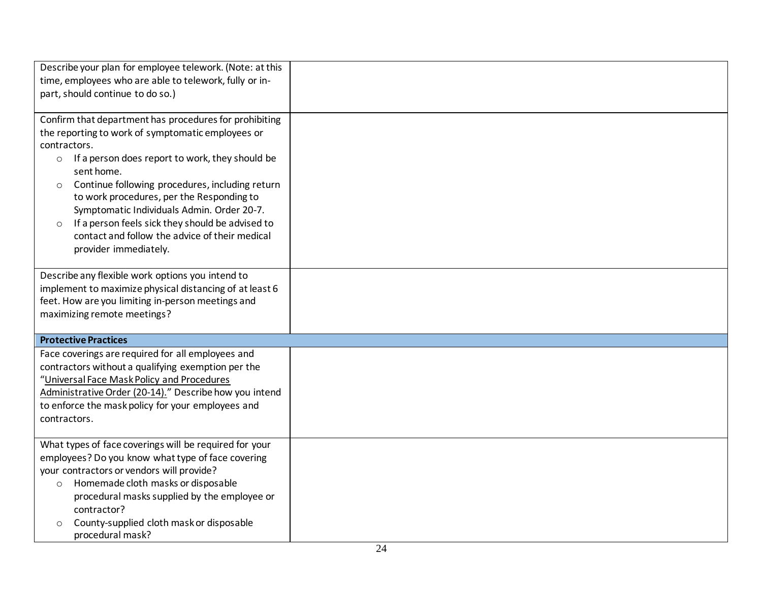| | |
|---|---|
| Describe your plan for employee telework. (Note: at this time, employees who are able to telework, fully or in-part, should continue to do so.) | |
| Confirm that department has procedures for prohibiting the reporting to work of symptomatic employees or contractors.<br>◦ If a person does report to work, they should be sent home.<br>◦ Continue following procedures, including return to work procedures, per the Responding to Symptomatic Individuals Admin. Order 20-7.<br>◦ If a person feels sick they should be advised to contact and follow the advice of their medical provider immediately. | |
| Describe any flexible work options you intend to implement to maximize physical distancing of at least 6 feet. How are you limiting in-person meetings and maximizing remote meetings? | |
| **Protective Practices** | |
| Face coverings are required for all employees and contractors without a qualifying exemption per the "Universal Face Mask Policy and Procedures Administrative Order (20-14)." Describe how you intend to enforce the mask policy for your employees and contractors. | |
| What types of face coverings will be required for your employees? Do you know what type of face covering your contractors or vendors will provide?<br>◦ Homemade cloth masks or disposable procedural masks supplied by the employee or contractor?<br>◦ County-supplied cloth mask or disposable procedural mask? | |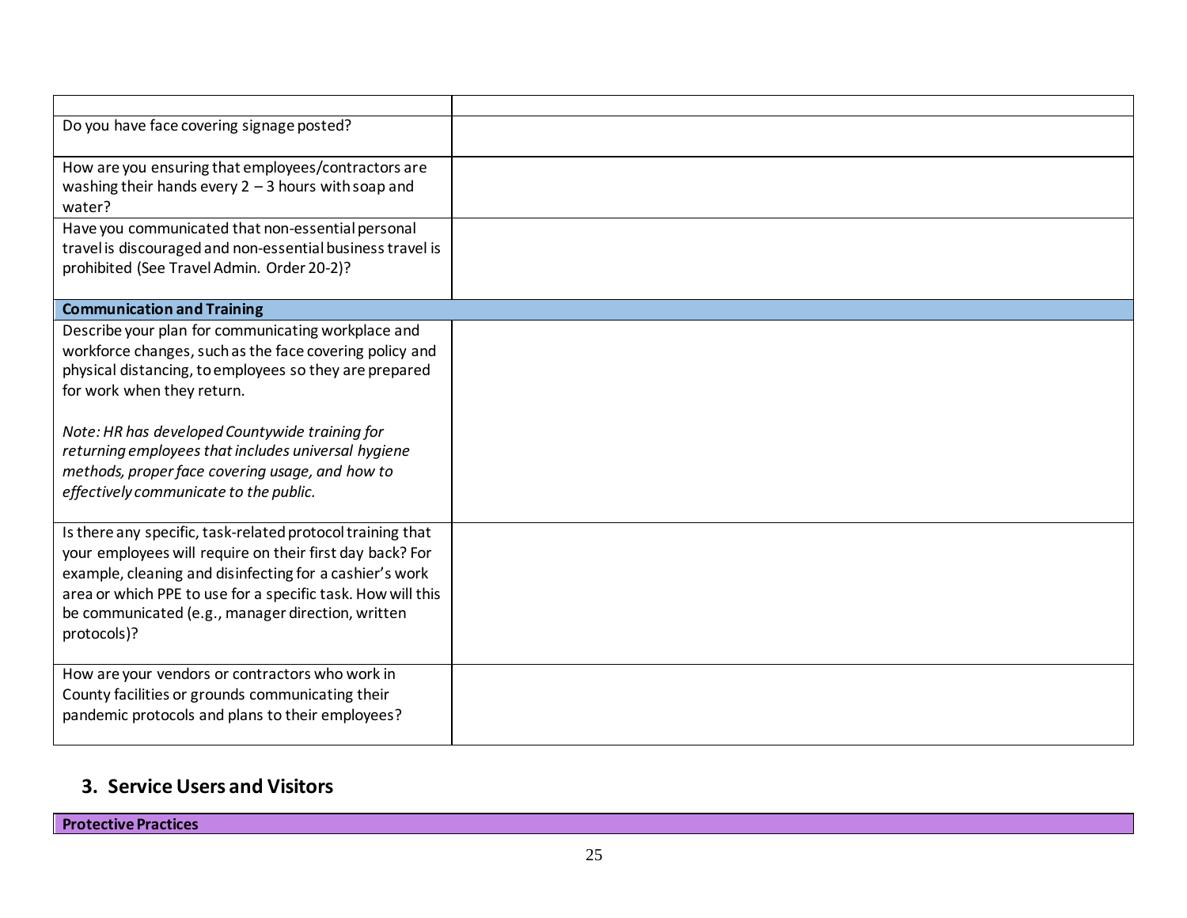| | |
|---|---|
| Do you have face covering signage posted? | |
| How are you ensuring that employees/contractors are washing their hands every 2 – 3 hours with soap and water? | |
| Have you communicated that non-essential personal travel is discouraged and non-essential business travel is prohibited (See Travel Admin. Order 20-2)? | |
| **Communication and Training** | |
| Describe your plan for communicating workplace and workforce changes, such as the face covering policy and physical distancing, to employees so they are prepared for work when they return.<br><br>*Note: HR has developed Countywide training for returning employees that includes universal hygiene methods, proper face covering usage, and how to effectively communicate to the public.* | |
| Is there any specific, task-related protocol training that your employees will require on their first day back? For example, cleaning and disinfecting for a cashier's work area or which PPE to use for a specific task. How will this be communicated (e.g., manager direction, written protocols)? | |
| How are your vendors or contractors who work in County facilities or grounds communicating their pandemic protocols and plans to their employees? | |

## 3. Service Users and Visitors

| **Protective Practices** |
|---|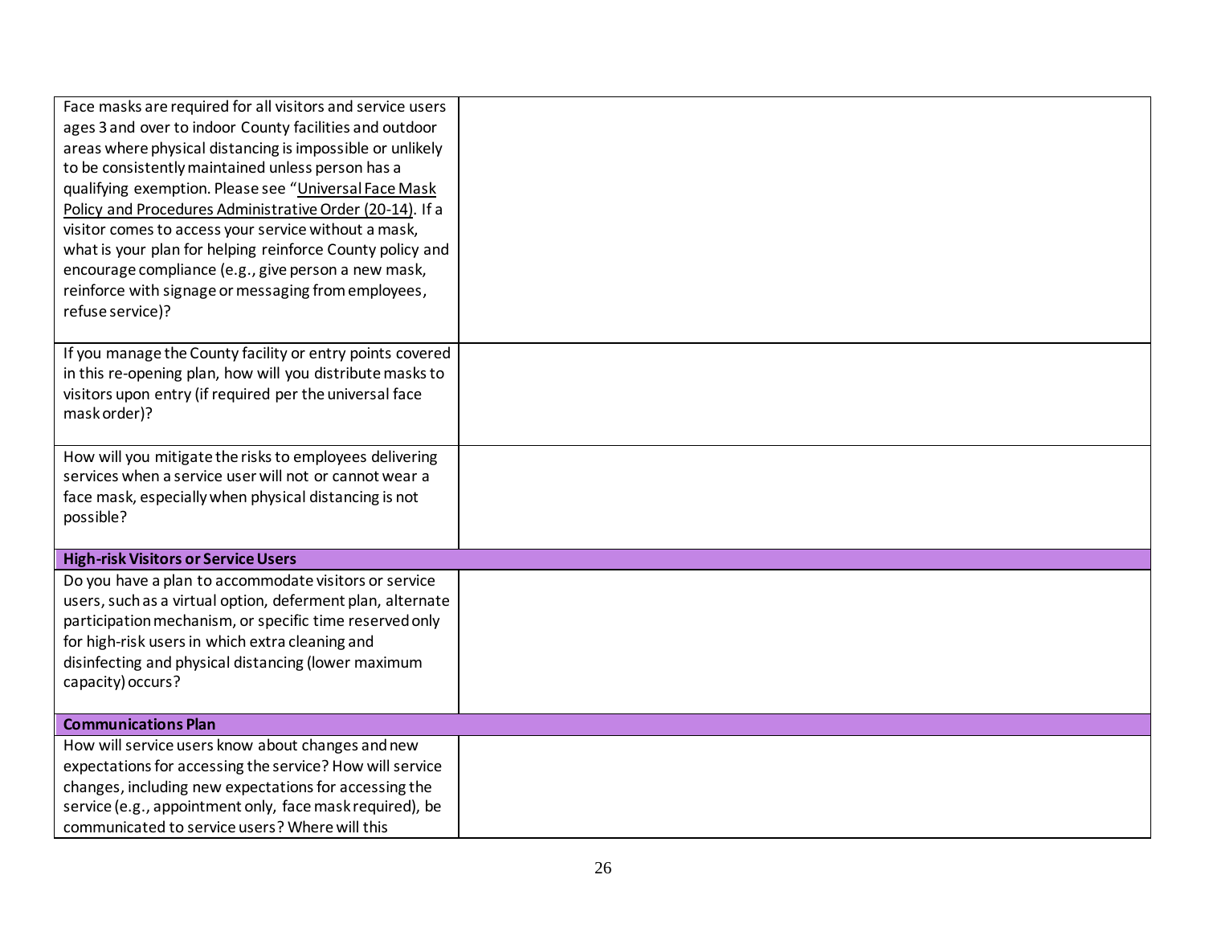| | |
|---|---|
| Face masks are required for all visitors and service users ages 3 and over to indoor County facilities and outdoor areas where physical distancing is impossible or unlikely to be consistently maintained unless person has a qualifying exemption. Please see "Universal Face Mask Policy and Procedures Administrative Order (20-14). If a visitor comes to access your service without a mask, what is your plan for helping reinforce County policy and encourage compliance (e.g., give person a new mask, reinforce with signage or messaging from employees, refuse service)? | |
| If you manage the County facility or entry points covered in this re-opening plan, how will you distribute masks to visitors upon entry (if required per the universal face mask order)? | |
| How will you mitigate the risks to employees delivering services when a service user will not or cannot wear a face mask, especially when physical distancing is not possible? | |
| **High-risk Visitors or Service Users** | |
| Do you have a plan to accommodate visitors or service users, such as a virtual option, deferment plan, alternate participation mechanism, or specific time reserved only for high-risk users in which extra cleaning and disinfecting and physical distancing (lower maximum capacity) occurs? | |
| **Communications Plan** | |
| How will service users know about changes and new expectations for accessing the service? How will service changes, including new expectations for accessing the service (e.g., appointment only, face mask required), be communicated to service users? Where will this | |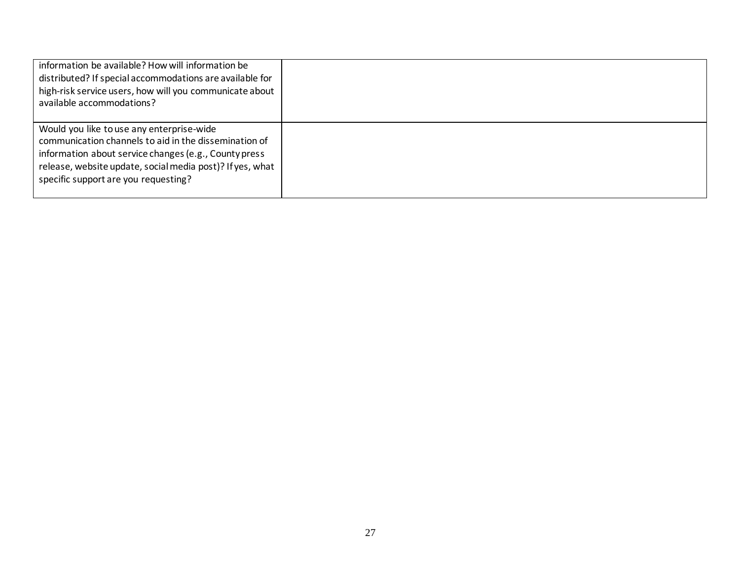| | |
|---|---|
| information be available? How will information be distributed? If special accommodations are available for high-risk service users, how will you communicate about available accommodations? | |
| Would you like to use any enterprise-wide communication channels to aid in the dissemination of information about service changes (e.g., County press release, website update, social media post)? If yes, what specific support are you requesting? | |